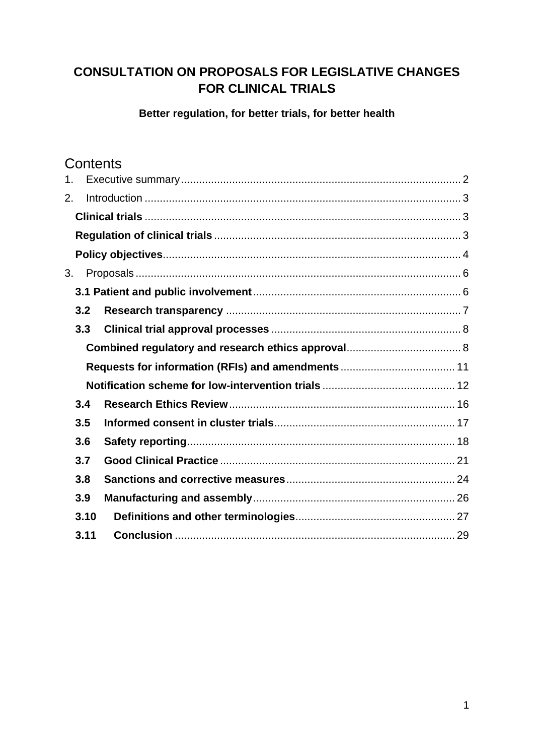# CONSULTATION ON PROPOSALS FOR LEGISLATIVE CHANGES FOR CLINICAL TRIALS

**Better regulation, for better trials, for better health**

## Contents

1. Executive summary ........ 2
2. Introduction ........ 3
   - **Clinical trials** ........ 3
   - **Regulation of clinical trials** ........ 3
   - **Policy objectives** ........ 4
3. Proposals ........ 6
   - **3.1 Patient and public involvement** ........ 6
   - **3.2 Research transparency** ........ 7
   - **3.3 Clinical trial approval processes** ........ 8
     - **Combined regulatory and research ethics approval** ........ 8
     - **Requests for information (RFIs) and amendments** ........ 11
     - **Notification scheme for low-intervention trials** ........ 12
   - **3.4 Research Ethics Review** ........ 16
   - **3.5 Informed consent in cluster trials** ........ 17
   - **3.6 Safety reporting** ........ 18
   - **3.7 Good Clinical Practice** ........ 21
   - **3.8 Sanctions and corrective measures** ........ 24
   - **3.9 Manufacturing and assembly** ........ 26
   - **3.10 Definitions and other terminologies** ........ 27
   - **3.11 Conclusion** ........ 29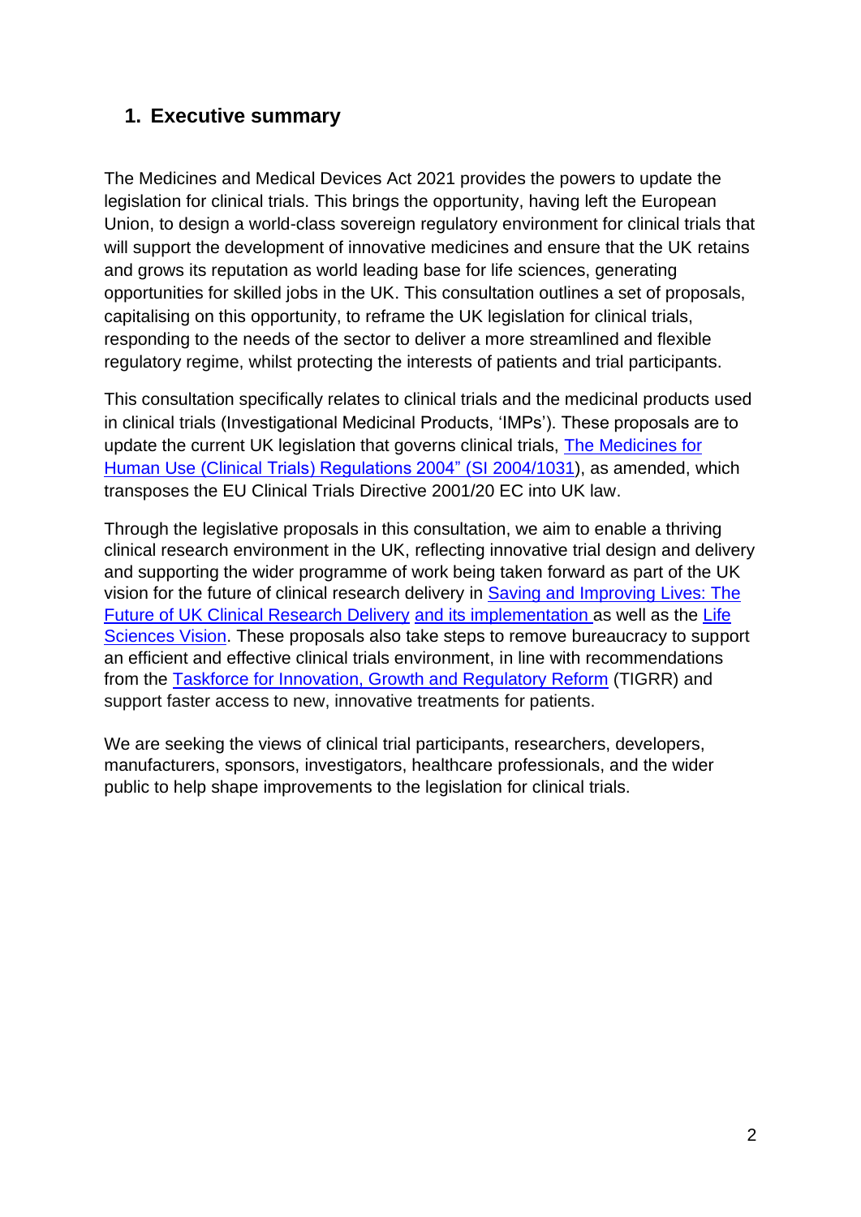## 1. Executive summary

The Medicines and Medical Devices Act 2021 provides the powers to update the legislation for clinical trials. This brings the opportunity, having left the European Union, to design a world-class sovereign regulatory environment for clinical trials that will support the development of innovative medicines and ensure that the UK retains and grows its reputation as world leading base for life sciences, generating opportunities for skilled jobs in the UK. This consultation outlines a set of proposals, capitalising on this opportunity, to reframe the UK legislation for clinical trials, responding to the needs of the sector to deliver a more streamlined and flexible regulatory regime, whilst protecting the interests of patients and trial participants.

This consultation specifically relates to clinical trials and the medicinal products used in clinical trials (Investigational Medicinal Products, 'IMPs'). These proposals are to update the current UK legislation that governs clinical trials, The Medicines for Human Use (Clinical Trials) Regulations 2004" (SI 2004/1031), as amended, which transposes the EU Clinical Trials Directive 2001/20 EC into UK law.

Through the legislative proposals in this consultation, we aim to enable a thriving clinical research environment in the UK, reflecting innovative trial design and delivery and supporting the wider programme of work being taken forward as part of the UK vision for the future of clinical research delivery in Saving and Improving Lives: The Future of UK Clinical Research Delivery and its implementation as well as the Life Sciences Vision. These proposals also take steps to remove bureaucracy to support an efficient and effective clinical trials environment, in line with recommendations from the Taskforce for Innovation, Growth and Regulatory Reform (TIGRR) and support faster access to new, innovative treatments for patients.

We are seeking the views of clinical trial participants, researchers, developers, manufacturers, sponsors, investigators, healthcare professionals, and the wider public to help shape improvements to the legislation for clinical trials.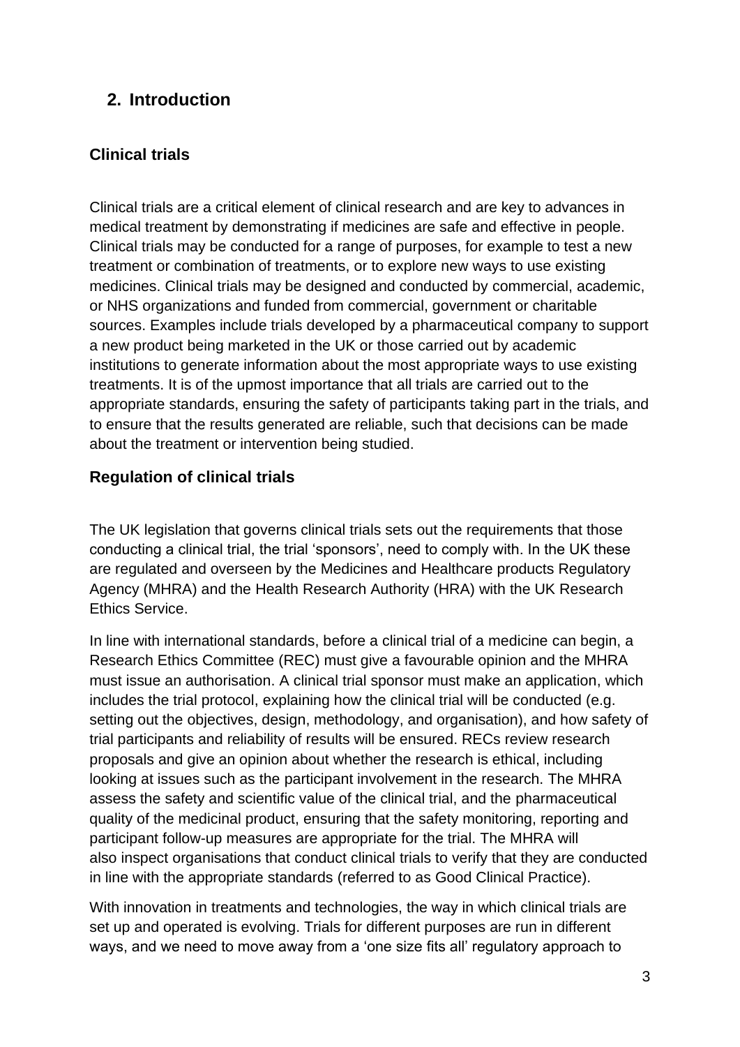## 2. Introduction

### Clinical trials

Clinical trials are a critical element of clinical research and are key to advances in medical treatment by demonstrating if medicines are safe and effective in people. Clinical trials may be conducted for a range of purposes, for example to test a new treatment or combination of treatments, or to explore new ways to use existing medicines. Clinical trials may be designed and conducted by commercial, academic, or NHS organizations and funded from commercial, government or charitable sources. Examples include trials developed by a pharmaceutical company to support a new product being marketed in the UK or those carried out by academic institutions to generate information about the most appropriate ways to use existing treatments. It is of the upmost importance that all trials are carried out to the appropriate standards, ensuring the safety of participants taking part in the trials, and to ensure that the results generated are reliable, such that decisions can be made about the treatment or intervention being studied.

### Regulation of clinical trials

The UK legislation that governs clinical trials sets out the requirements that those conducting a clinical trial, the trial 'sponsors', need to comply with. In the UK these are regulated and overseen by the Medicines and Healthcare products Regulatory Agency (MHRA) and the Health Research Authority (HRA) with the UK Research Ethics Service.

In line with international standards, before a clinical trial of a medicine can begin, a Research Ethics Committee (REC) must give a favourable opinion and the MHRA must issue an authorisation. A clinical trial sponsor must make an application, which includes the trial protocol, explaining how the clinical trial will be conducted (e.g. setting out the objectives, design, methodology, and organisation), and how safety of trial participants and reliability of results will be ensured. RECs review research proposals and give an opinion about whether the research is ethical, including looking at issues such as the participant involvement in the research. The MHRA assess the safety and scientific value of the clinical trial, and the pharmaceutical quality of the medicinal product, ensuring that the safety monitoring, reporting and participant follow-up measures are appropriate for the trial. The MHRA will also inspect organisations that conduct clinical trials to verify that they are conducted in line with the appropriate standards (referred to as Good Clinical Practice).

With innovation in treatments and technologies, the way in which clinical trials are set up and operated is evolving. Trials for different purposes are run in different ways, and we need to move away from a 'one size fits all' regulatory approach to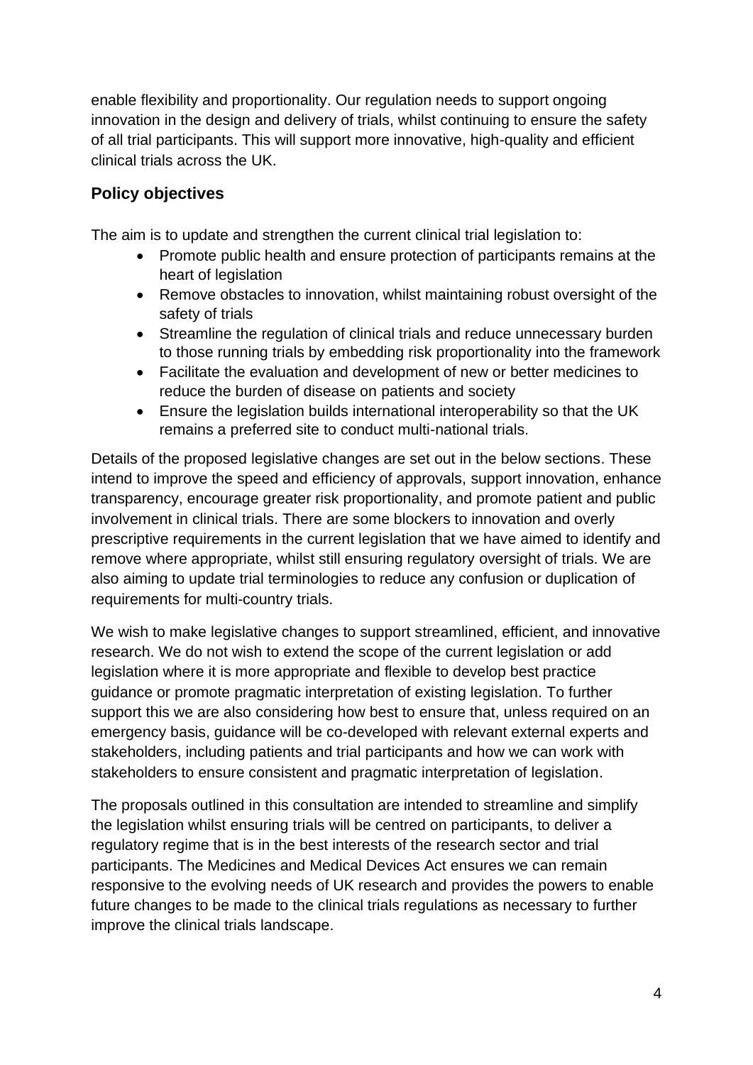enable flexibility and proportionality. Our regulation needs to support ongoing innovation in the design and delivery of trials, whilst continuing to ensure the safety of all trial participants. This will support more innovative, high-quality and efficient clinical trials across the UK.

## Policy objectives

The aim is to update and strengthen the current clinical trial legislation to:

- Promote public health and ensure protection of participants remains at the heart of legislation
- Remove obstacles to innovation, whilst maintaining robust oversight of the safety of trials
- Streamline the regulation of clinical trials and reduce unnecessary burden to those running trials by embedding risk proportionality into the framework
- Facilitate the evaluation and development of new or better medicines to reduce the burden of disease on patients and society
- Ensure the legislation builds international interoperability so that the UK remains a preferred site to conduct multi-national trials.

Details of the proposed legislative changes are set out in the below sections. These intend to improve the speed and efficiency of approvals, support innovation, enhance transparency, encourage greater risk proportionality, and promote patient and public involvement in clinical trials. There are some blockers to innovation and overly prescriptive requirements in the current legislation that we have aimed to identify and remove where appropriate, whilst still ensuring regulatory oversight of trials. We are also aiming to update trial terminologies to reduce any confusion or duplication of requirements for multi-country trials.

We wish to make legislative changes to support streamlined, efficient, and innovative research. We do not wish to extend the scope of the current legislation or add legislation where it is more appropriate and flexible to develop best practice guidance or promote pragmatic interpretation of existing legislation. To further support this we are also considering how best to ensure that, unless required on an emergency basis, guidance will be co-developed with relevant external experts and stakeholders, including patients and trial participants and how we can work with stakeholders to ensure consistent and pragmatic interpretation of legislation.

The proposals outlined in this consultation are intended to streamline and simplify the legislation whilst ensuring trials will be centred on participants, to deliver a regulatory regime that is in the best interests of the research sector and trial participants. The Medicines and Medical Devices Act ensures we can remain responsive to the evolving needs of UK research and provides the powers to enable future changes to be made to the clinical trials regulations as necessary to further improve the clinical trials landscape.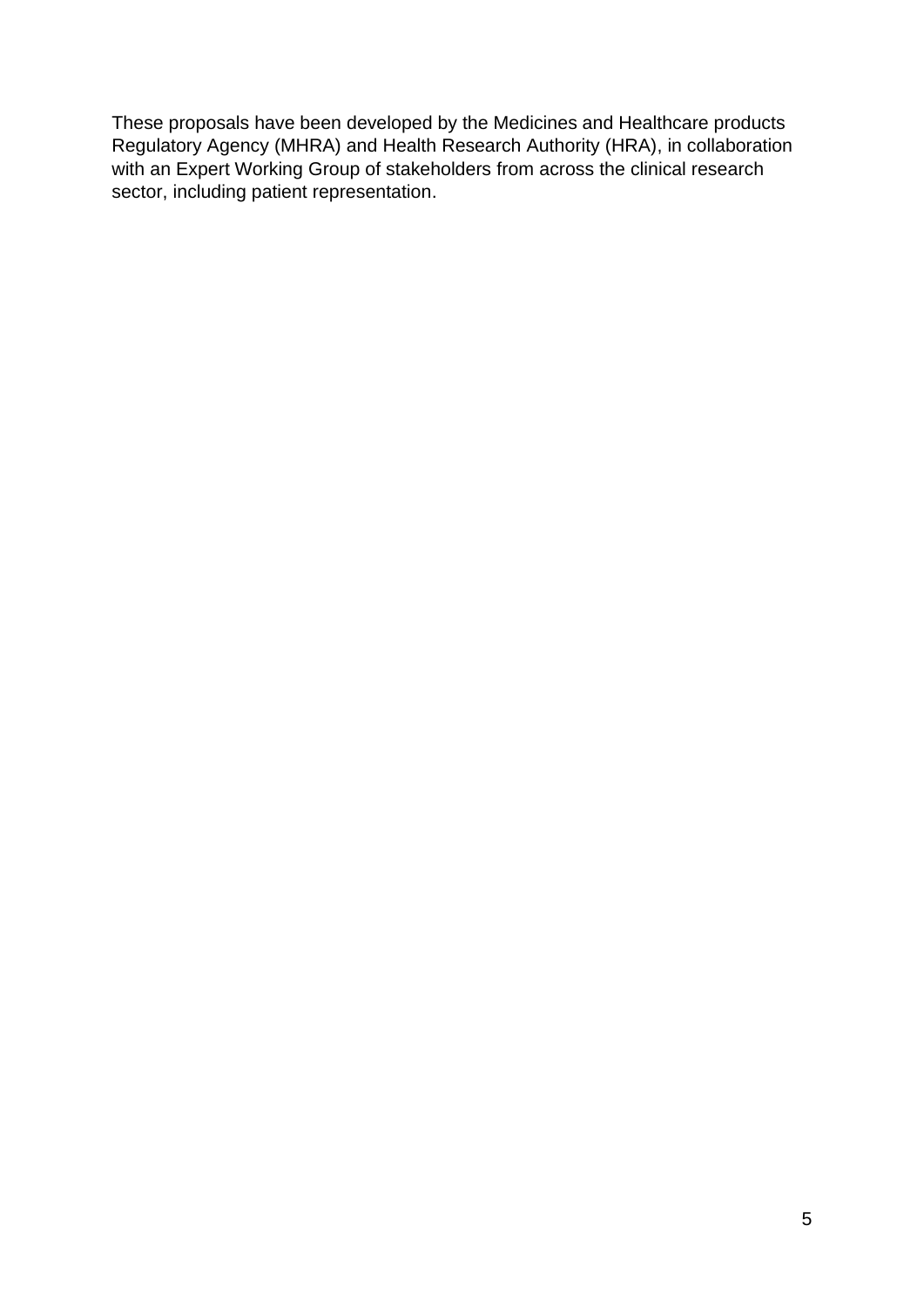These proposals have been developed by the Medicines and Healthcare products Regulatory Agency (MHRA) and Health Research Authority (HRA), in collaboration with an Expert Working Group of stakeholders from across the clinical research sector, including patient representation.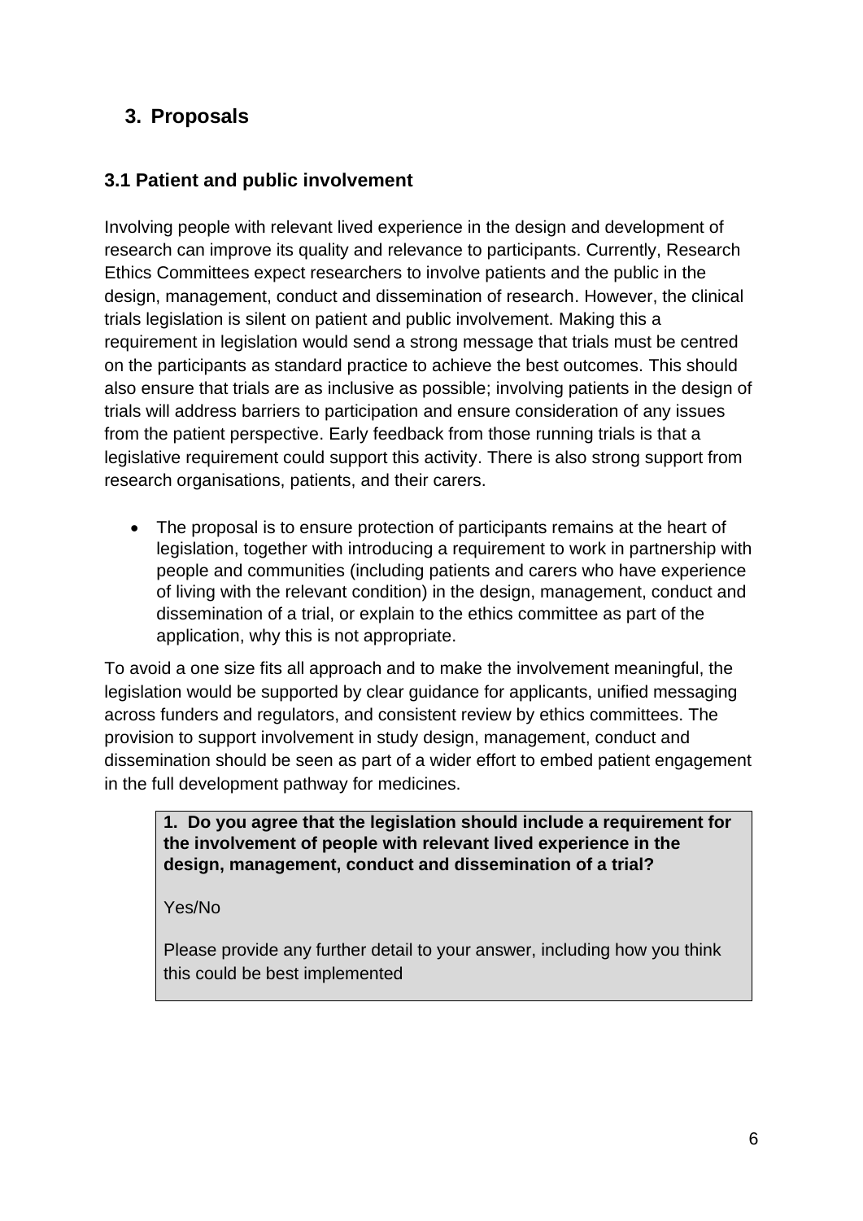## 3. Proposals

### 3.1 Patient and public involvement

Involving people with relevant lived experience in the design and development of research can improve its quality and relevance to participants. Currently, Research Ethics Committees expect researchers to involve patients and the public in the design, management, conduct and dissemination of research. However, the clinical trials legislation is silent on patient and public involvement. Making this a requirement in legislation would send a strong message that trials must be centred on the participants as standard practice to achieve the best outcomes. This should also ensure that trials are as inclusive as possible; involving patients in the design of trials will address barriers to participation and ensure consideration of any issues from the patient perspective. Early feedback from those running trials is that a legislative requirement could support this activity. There is also strong support from research organisations, patients, and their carers.

- The proposal is to ensure protection of participants remains at the heart of legislation, together with introducing a requirement to work in partnership with people and communities (including patients and carers who have experience of living with the relevant condition) in the design, management, conduct and dissemination of a trial, or explain to the ethics committee as part of the application, why this is not appropriate.

To avoid a one size fits all approach and to make the involvement meaningful, the legislation would be supported by clear guidance for applicants, unified messaging across funders and regulators, and consistent review by ethics committees. The provision to support involvement in study design, management, conduct and dissemination should be seen as part of a wider effort to embed patient engagement in the full development pathway for medicines.

**1. Do you agree that the legislation should include a requirement for the involvement of people with relevant lived experience in the design, management, conduct and dissemination of a trial?**

Yes/No

Please provide any further detail to your answer, including how you think this could be best implemented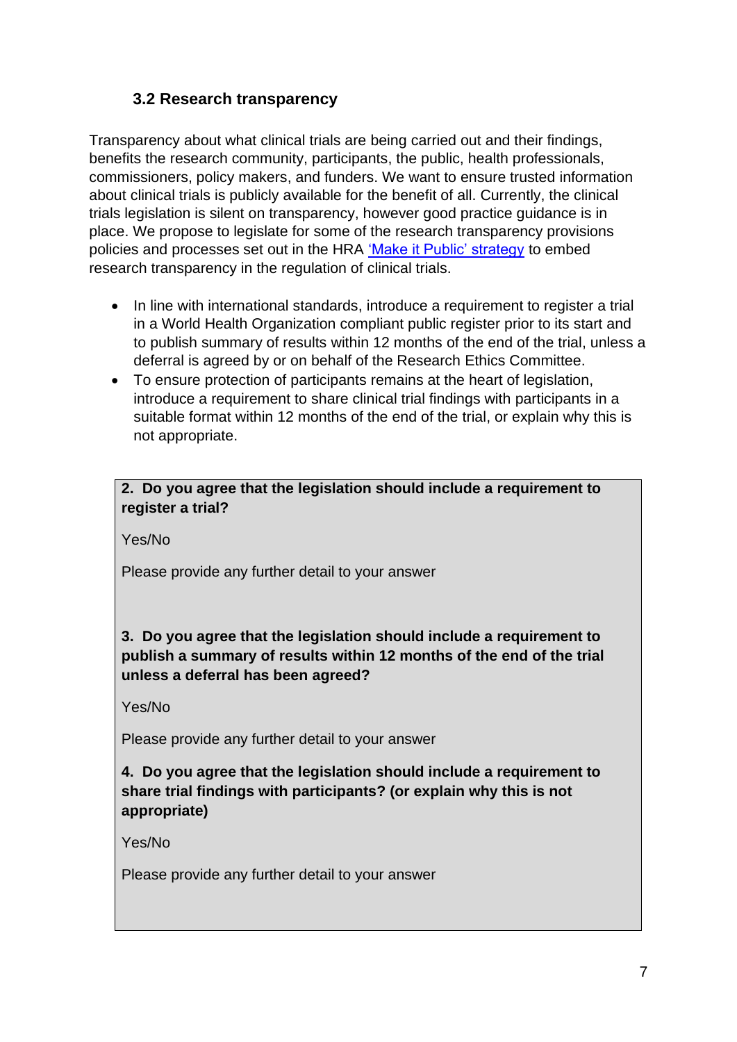### 3.2 Research transparency

Transparency about what clinical trials are being carried out and their findings, benefits the research community, participants, the public, health professionals, commissioners, policy makers, and funders. We want to ensure trusted information about clinical trials is publicly available for the benefit of all. Currently, the clinical trials legislation is silent on transparency, however good practice guidance is in place. We propose to legislate for some of the research transparency provisions policies and processes set out in the HRA 'Make it Public' strategy to embed research transparency in the regulation of clinical trials.

- In line with international standards, introduce a requirement to register a trial in a World Health Organization compliant public register prior to its start and to publish summary of results within 12 months of the end of the trial, unless a deferral is agreed by or on behalf of the Research Ethics Committee.
- To ensure protection of participants remains at the heart of legislation, introduce a requirement to share clinical trial findings with participants in a suitable format within 12 months of the end of the trial, or explain why this is not appropriate.

**2. Do you agree that the legislation should include a requirement to register a trial?**

Yes/No

Please provide any further detail to your answer

**3. Do you agree that the legislation should include a requirement to publish a summary of results within 12 months of the end of the trial unless a deferral has been agreed?**

Yes/No

Please provide any further detail to your answer

**4. Do you agree that the legislation should include a requirement to share trial findings with participants? (or explain why this is not appropriate)**

Yes/No

Please provide any further detail to your answer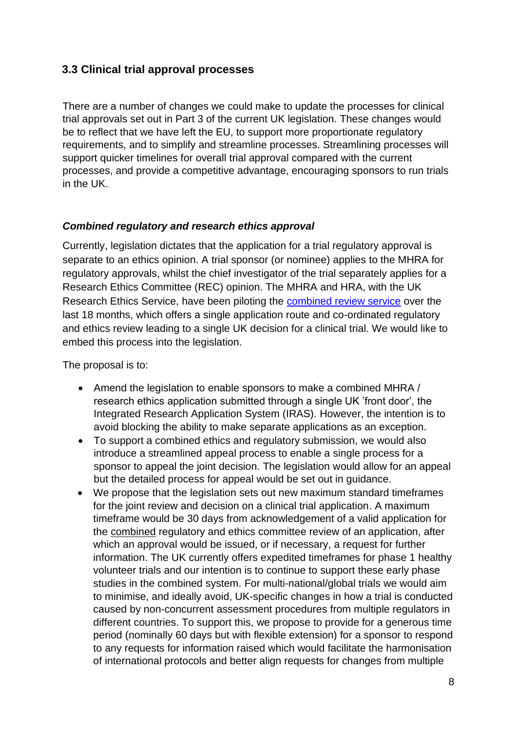### 3.3 Clinical trial approval processes

There are a number of changes we could make to update the processes for clinical trial approvals set out in Part 3 of the current UK legislation. These changes would be to reflect that we have left the EU, to support more proportionate regulatory requirements, and to simplify and streamline processes. Streamlining processes will support quicker timelines for overall trial approval compared with the current processes, and provide a competitive advantage, encouraging sponsors to run trials in the UK.

#### *Combined regulatory and research ethics approval*

Currently, legislation dictates that the application for a trial regulatory approval is separate to an ethics opinion. A trial sponsor (or nominee) applies to the MHRA for regulatory approvals, whilst the chief investigator of the trial separately applies for a Research Ethics Committee (REC) opinion. The MHRA and HRA, with the UK Research Ethics Service, have been piloting the combined review service over the last 18 months, which offers a single application route and co-ordinated regulatory and ethics review leading to a single UK decision for a clinical trial. We would like to embed this process into the legislation.

The proposal is to:

- Amend the legislation to enable sponsors to make a combined MHRA / research ethics application submitted through a single UK 'front door', the Integrated Research Application System (IRAS). However, the intention is to avoid blocking the ability to make separate applications as an exception.
- To support a combined ethics and regulatory submission, we would also introduce a streamlined appeal process to enable a single process for a sponsor to appeal the joint decision. The legislation would allow for an appeal but the detailed process for appeal would be set out in guidance.
- We propose that the legislation sets out new maximum standard timeframes for the joint review and decision on a clinical trial application. A maximum timeframe would be 30 days from acknowledgement of a valid application for the combined regulatory and ethics committee review of an application, after which an approval would be issued, or if necessary, a request for further information. The UK currently offers expedited timeframes for phase 1 healthy volunteer trials and our intention is to continue to support these early phase studies in the combined system. For multi-national/global trials we would aim to minimise, and ideally avoid, UK-specific changes in how a trial is conducted caused by non-concurrent assessment procedures from multiple regulators in different countries. To support this, we propose to provide for a generous time period (nominally 60 days but with flexible extension) for a sponsor to respond to any requests for information raised which would facilitate the harmonisation of international protocols and better align requests for changes from multiple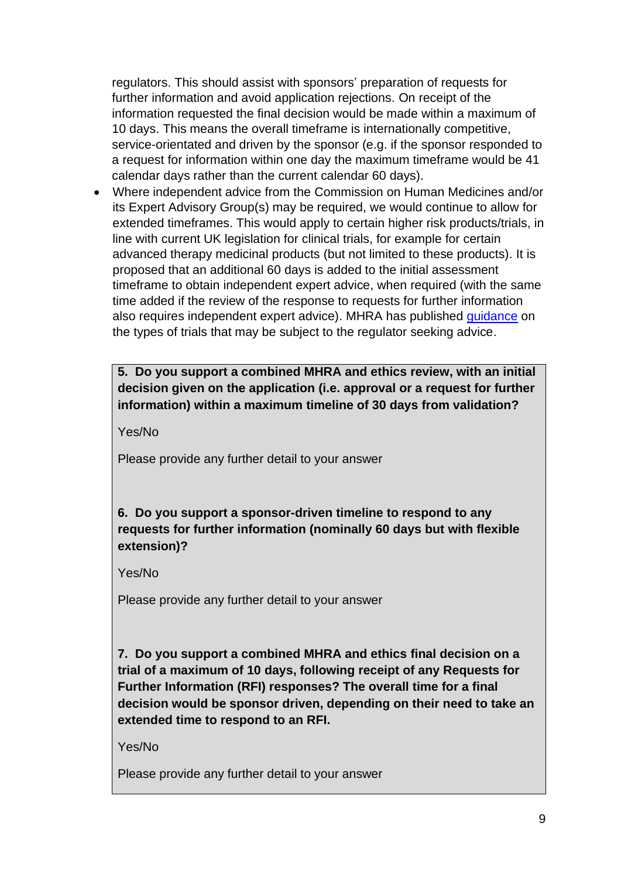regulators. This should assist with sponsors' preparation of requests for further information and avoid application rejections. On receipt of the information requested the final decision would be made within a maximum of 10 days. This means the overall timeframe is internationally competitive, service-orientated and driven by the sponsor (e.g. if the sponsor responded to a request for information within one day the maximum timeframe would be 41 calendar days rather than the current calendar 60 days).

- Where independent advice from the Commission on Human Medicines and/or its Expert Advisory Group(s) may be required, we would continue to allow for extended timeframes. This would apply to certain higher risk products/trials, in line with current UK legislation for clinical trials, for example for certain advanced therapy medicinal products (but not limited to these products). It is proposed that an additional 60 days is added to the initial assessment timeframe to obtain independent expert advice, when required (with the same time added if the review of the response to requests for further information also requires independent expert advice). MHRA has published guidance on the types of trials that may be subject to the regulator seeking advice.

**5. Do you support a combined MHRA and ethics review, with an initial decision given on the application (i.e. approval or a request for further information) within a maximum timeline of 30 days from validation?**

Yes/No

Please provide any further detail to your answer

**6. Do you support a sponsor-driven timeline to respond to any requests for further information (nominally 60 days but with flexible extension)?**

Yes/No

Please provide any further detail to your answer

**7. Do you support a combined MHRA and ethics final decision on a trial of a maximum of 10 days, following receipt of any Requests for Further Information (RFI) responses? The overall time for a final decision would be sponsor driven, depending on their need to take an extended time to respond to an RFI.**

Yes/No

Please provide any further detail to your answer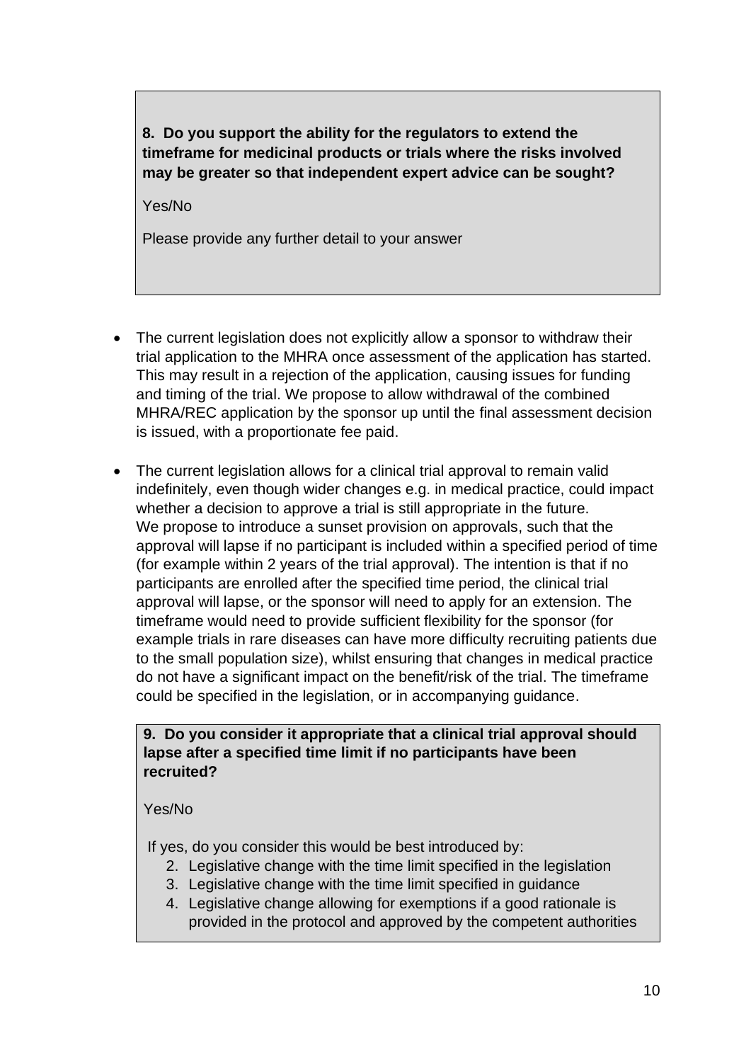**8. Do you support the ability for the regulators to extend the timeframe for medicinal products or trials where the risks involved may be greater so that independent expert advice can be sought?**

Yes/No

Please provide any further detail to your answer

- The current legislation does not explicitly allow a sponsor to withdraw their trial application to the MHRA once assessment of the application has started. This may result in a rejection of the application, causing issues for funding and timing of the trial. We propose to allow withdrawal of the combined MHRA/REC application by the sponsor up until the final assessment decision is issued, with a proportionate fee paid.

- The current legislation allows for a clinical trial approval to remain valid indefinitely, even though wider changes e.g. in medical practice, could impact whether a decision to approve a trial is still appropriate in the future. We propose to introduce a sunset provision on approvals, such that the approval will lapse if no participant is included within a specified period of time (for example within 2 years of the trial approval). The intention is that if no participants are enrolled after the specified time period, the clinical trial approval will lapse, or the sponsor will need to apply for an extension. The timeframe would need to provide sufficient flexibility for the sponsor (for example trials in rare diseases can have more difficulty recruiting patients due to the small population size), whilst ensuring that changes in medical practice do not have a significant impact on the benefit/risk of the trial. The timeframe could be specified in the legislation, or in accompanying guidance.

**9. Do you consider it appropriate that a clinical trial approval should lapse after a specified time limit if no participants have been recruited?**

Yes/No

If yes, do you consider this would be best introduced by:

2. Legislative change with the time limit specified in the legislation
3. Legislative change with the time limit specified in guidance
4. Legislative change allowing for exemptions if a good rationale is provided in the protocol and approved by the competent authorities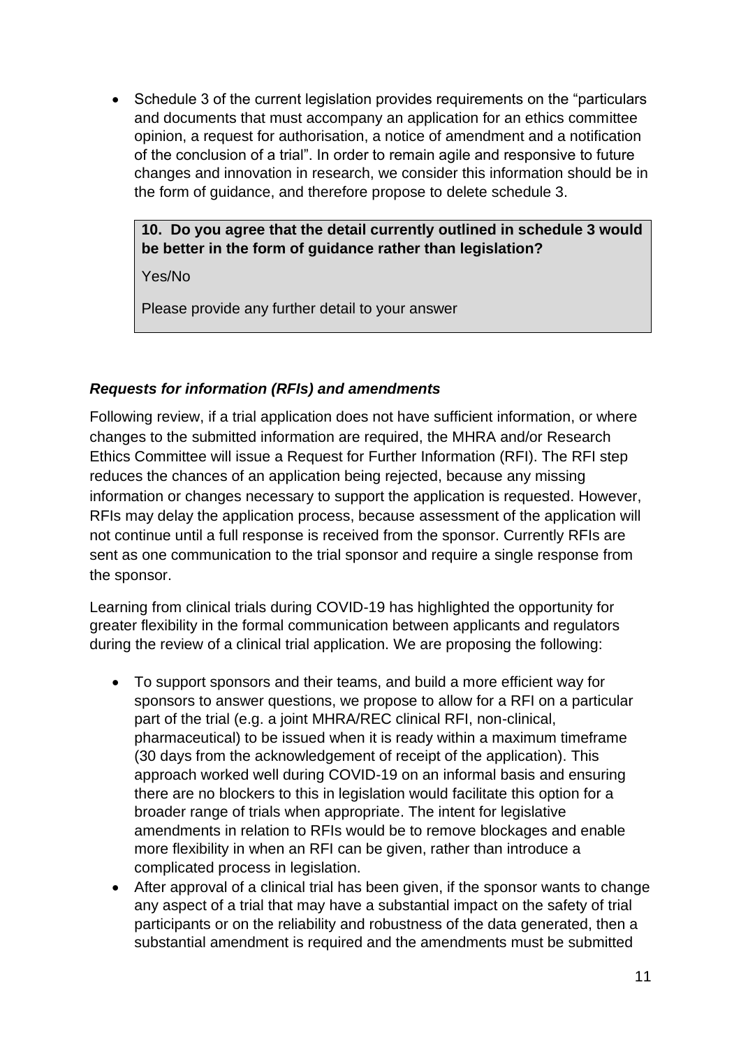- Schedule 3 of the current legislation provides requirements on the "particulars and documents that must accompany an application for an ethics committee opinion, a request for authorisation, a notice of amendment and a notification of the conclusion of a trial". In order to remain agile and responsive to future changes and innovation in research, we consider this information should be in the form of guidance, and therefore propose to delete schedule 3.

> **10. Do you agree that the detail currently outlined in schedule 3 would be better in the form of guidance rather than legislation?**
>
> Yes/No
>
> Please provide any further detail to your answer

### *Requests for information (RFIs) and amendments*

Following review, if a trial application does not have sufficient information, or where changes to the submitted information are required, the MHRA and/or Research Ethics Committee will issue a Request for Further Information (RFI). The RFI step reduces the chances of an application being rejected, because any missing information or changes necessary to support the application is requested. However, RFIs may delay the application process, because assessment of the application will not continue until a full response is received from the sponsor. Currently RFIs are sent as one communication to the trial sponsor and require a single response from the sponsor.

Learning from clinical trials during COVID-19 has highlighted the opportunity for greater flexibility in the formal communication between applicants and regulators during the review of a clinical trial application. We are proposing the following:

- To support sponsors and their teams, and build a more efficient way for sponsors to answer questions, we propose to allow for a RFI on a particular part of the trial (e.g. a joint MHRA/REC clinical RFI, non-clinical, pharmaceutical) to be issued when it is ready within a maximum timeframe (30 days from the acknowledgement of receipt of the application). This approach worked well during COVID-19 on an informal basis and ensuring there are no blockers to this in legislation would facilitate this option for a broader range of trials when appropriate. The intent for legislative amendments in relation to RFIs would be to remove blockages and enable more flexibility in when an RFI can be given, rather than introduce a complicated process in legislation.
- After approval of a clinical trial has been given, if the sponsor wants to change any aspect of a trial that may have a substantial impact on the safety of trial participants or on the reliability and robustness of the data generated, then a substantial amendment is required and the amendments must be submitted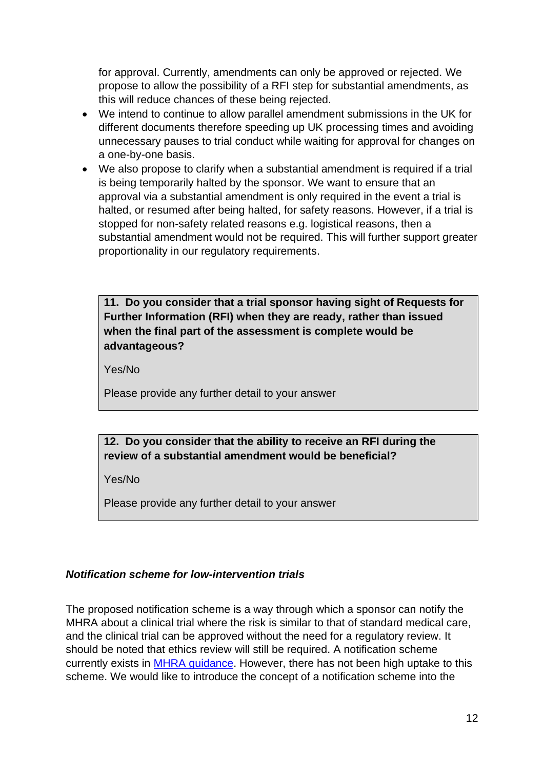for approval. Currently, amendments can only be approved or rejected. We propose to allow the possibility of a RFI step for substantial amendments, as this will reduce chances of these being rejected.

- We intend to continue to allow parallel amendment submissions in the UK for different documents therefore speeding up UK processing times and avoiding unnecessary pauses to trial conduct while waiting for approval for changes on a one-by-one basis.
- We also propose to clarify when a substantial amendment is required if a trial is being temporarily halted by the sponsor. We want to ensure that an approval via a substantial amendment is only required in the event a trial is halted, or resumed after being halted, for safety reasons. However, if a trial is stopped for non-safety related reasons e.g. logistical reasons, then a substantial amendment would not be required. This will further support greater proportionality in our regulatory requirements.

**11. Do you consider that a trial sponsor having sight of Requests for Further Information (RFI) when they are ready, rather than issued when the final part of the assessment is complete would be advantageous?**

Yes/No

Please provide any further detail to your answer

**12. Do you consider that the ability to receive an RFI during the review of a substantial amendment would be beneficial?**

Yes/No

Please provide any further detail to your answer

***Notification scheme for low-intervention trials***

The proposed notification scheme is a way through which a sponsor can notify the MHRA about a clinical trial where the risk is similar to that of standard medical care, and the clinical trial can be approved without the need for a regulatory review. It should be noted that ethics review will still be required. A notification scheme currently exists in [MHRA guidance](). However, there has not been high uptake to this scheme. We would like to introduce the concept of a notification scheme into the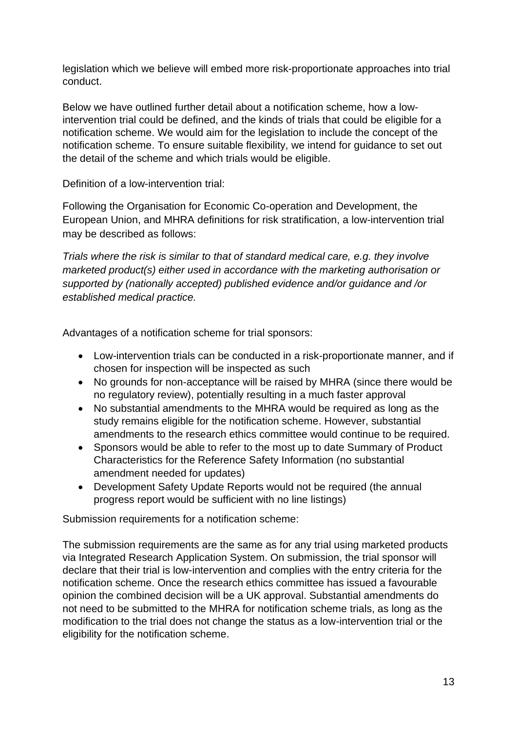legislation which we believe will embed more risk-proportionate approaches into trial conduct.

Below we have outlined further detail about a notification scheme, how a low-intervention trial could be defined, and the kinds of trials that could be eligible for a notification scheme. We would aim for the legislation to include the concept of the notification scheme. To ensure suitable flexibility, we intend for guidance to set out the detail of the scheme and which trials would be eligible.

Definition of a low-intervention trial:

Following the Organisation for Economic Co-operation and Development, the European Union, and MHRA definitions for risk stratification, a low-intervention trial may be described as follows:

*Trials where the risk is similar to that of standard medical care, e.g. they involve marketed product(s) either used in accordance with the marketing authorisation or supported by (nationally accepted) published evidence and/or guidance and /or established medical practice.*

Advantages of a notification scheme for trial sponsors:

- Low-intervention trials can be conducted in a risk-proportionate manner, and if chosen for inspection will be inspected as such
- No grounds for non-acceptance will be raised by MHRA (since there would be no regulatory review), potentially resulting in a much faster approval
- No substantial amendments to the MHRA would be required as long as the study remains eligible for the notification scheme. However, substantial amendments to the research ethics committee would continue to be required.
- Sponsors would be able to refer to the most up to date Summary of Product Characteristics for the Reference Safety Information (no substantial amendment needed for updates)
- Development Safety Update Reports would not be required (the annual progress report would be sufficient with no line listings)

Submission requirements for a notification scheme:

The submission requirements are the same as for any trial using marketed products via Integrated Research Application System. On submission, the trial sponsor will declare that their trial is low-intervention and complies with the entry criteria for the notification scheme. Once the research ethics committee has issued a favourable opinion the combined decision will be a UK approval. Substantial amendments do not need to be submitted to the MHRA for notification scheme trials, as long as the modification to the trial does not change the status as a low-intervention trial or the eligibility for the notification scheme.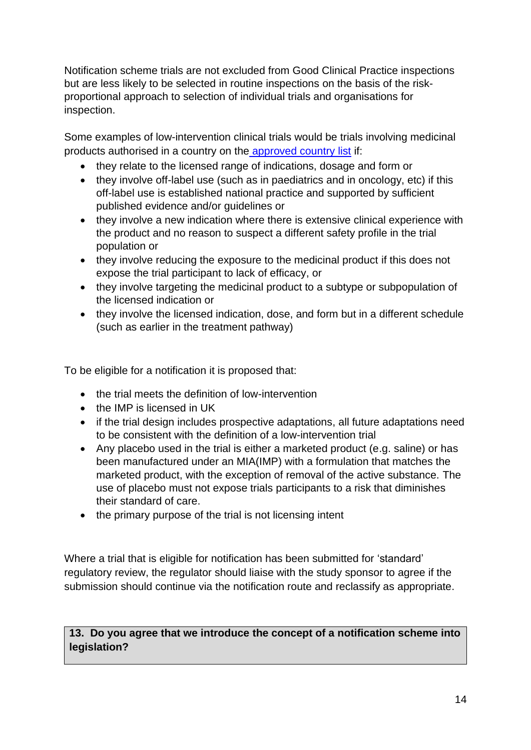Notification scheme trials are not excluded from Good Clinical Practice inspections but are less likely to be selected in routine inspections on the basis of the risk-proportional approach to selection of individual trials and organisations for inspection.

Some examples of low-intervention clinical trials would be trials involving medicinal products authorised in a country on the [approved country list]() if:

- they relate to the licensed range of indications, dosage and form or
- they involve off-label use (such as in paediatrics and in oncology, etc) if this off-label use is established national practice and supported by sufficient published evidence and/or guidelines or
- they involve a new indication where there is extensive clinical experience with the product and no reason to suspect a different safety profile in the trial population or
- they involve reducing the exposure to the medicinal product if this does not expose the trial participant to lack of efficacy, or
- they involve targeting the medicinal product to a subtype or subpopulation of the licensed indication or
- they involve the licensed indication, dose, and form but in a different schedule (such as earlier in the treatment pathway)

To be eligible for a notification it is proposed that:

- the trial meets the definition of low-intervention
- the IMP is licensed in UK
- if the trial design includes prospective adaptations, all future adaptations need to be consistent with the definition of a low-intervention trial
- Any placebo used in the trial is either a marketed product (e.g. saline) or has been manufactured under an MIA(IMP) with a formulation that matches the marketed product, with the exception of removal of the active substance. The use of placebo must not expose trials participants to a risk that diminishes their standard of care.
- the primary purpose of the trial is not licensing intent

Where a trial that is eligible for notification has been submitted for 'standard' regulatory review, the regulator should liaise with the study sponsor to agree if the submission should continue via the notification route and reclassify as appropriate.

**13. Do you agree that we introduce the concept of a notification scheme into legislation?**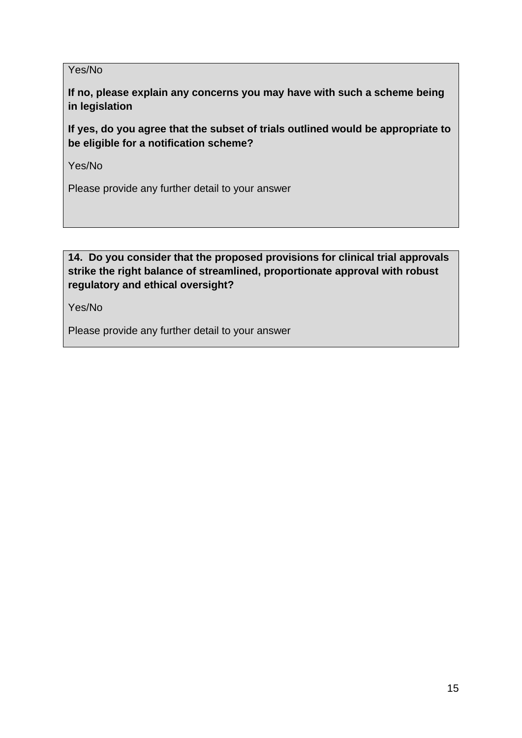Yes/No

**If no, please explain any concerns you may have with such a scheme being in legislation**

**If yes, do you agree that the subset of trials outlined would be appropriate to be eligible for a notification scheme?**

Yes/No

Please provide any further detail to your answer

**14. Do you consider that the proposed provisions for clinical trial approvals strike the right balance of streamlined, proportionate approval with robust regulatory and ethical oversight?**

Yes/No

Please provide any further detail to your answer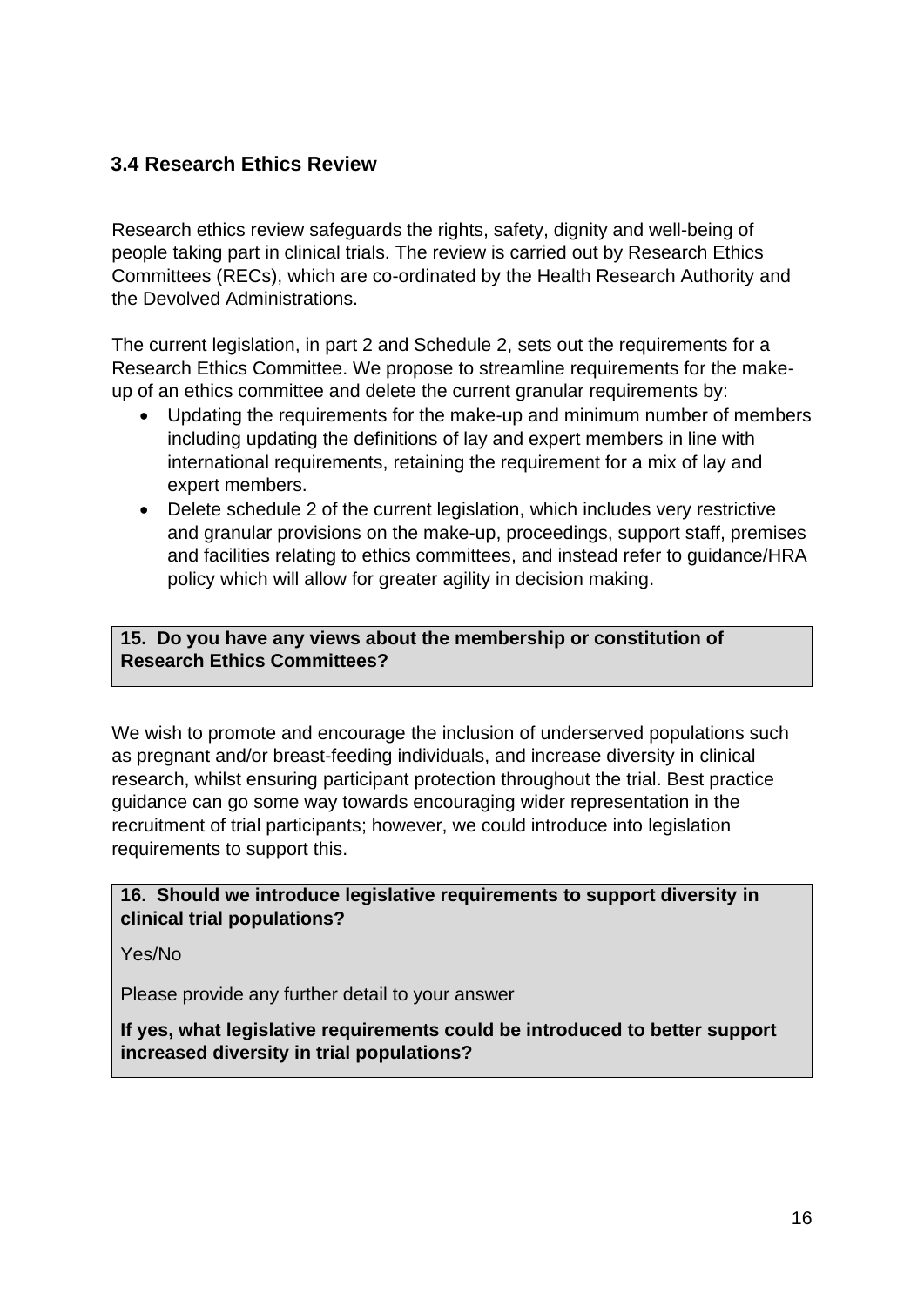### 3.4 Research Ethics Review

Research ethics review safeguards the rights, safety, dignity and well-being of people taking part in clinical trials. The review is carried out by Research Ethics Committees (RECs), which are co-ordinated by the Health Research Authority and the Devolved Administrations.

The current legislation, in part 2 and Schedule 2, sets out the requirements for a Research Ethics Committee. We propose to streamline requirements for the make-up of an ethics committee and delete the current granular requirements by:

- Updating the requirements for the make-up and minimum number of members including updating the definitions of lay and expert members in line with international requirements, retaining the requirement for a mix of lay and expert members.
- Delete schedule 2 of the current legislation, which includes very restrictive and granular provisions on the make-up, proceedings, support staff, premises and facilities relating to ethics committees, and instead refer to guidance/HRA policy which will allow for greater agility in decision making.

**15. Do you have any views about the membership or constitution of Research Ethics Committees?**

We wish to promote and encourage the inclusion of underserved populations such as pregnant and/or breast-feeding individuals, and increase diversity in clinical research, whilst ensuring participant protection throughout the trial. Best practice guidance can go some way towards encouraging wider representation in the recruitment of trial participants; however, we could introduce into legislation requirements to support this.

**16. Should we introduce legislative requirements to support diversity in clinical trial populations?**

Yes/No

Please provide any further detail to your answer

**If yes, what legislative requirements could be introduced to better support increased diversity in trial populations?**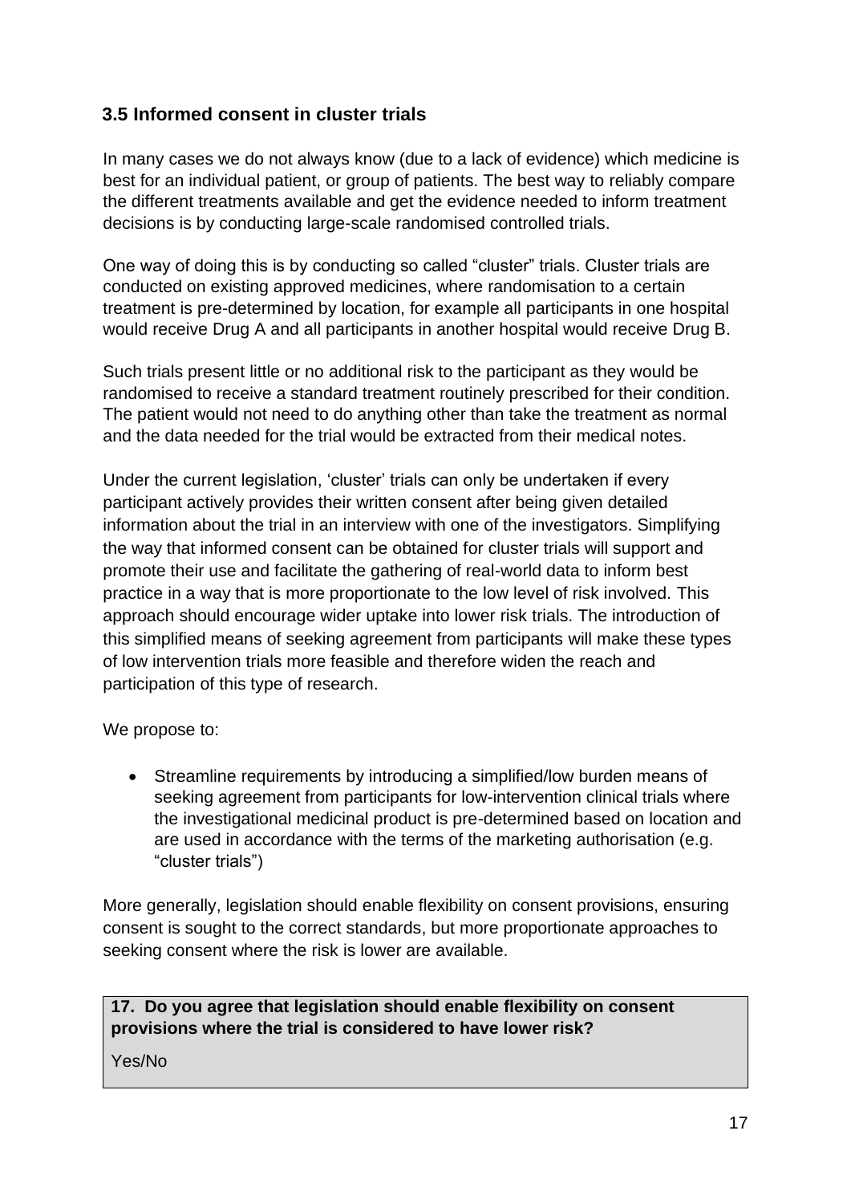### 3.5 Informed consent in cluster trials

In many cases we do not always know (due to a lack of evidence) which medicine is best for an individual patient, or group of patients. The best way to reliably compare the different treatments available and get the evidence needed to inform treatment decisions is by conducting large-scale randomised controlled trials.

One way of doing this is by conducting so called "cluster" trials. Cluster trials are conducted on existing approved medicines, where randomisation to a certain treatment is pre-determined by location, for example all participants in one hospital would receive Drug A and all participants in another hospital would receive Drug B.

Such trials present little or no additional risk to the participant as they would be randomised to receive a standard treatment routinely prescribed for their condition. The patient would not need to do anything other than take the treatment as normal and the data needed for the trial would be extracted from their medical notes.

Under the current legislation, 'cluster' trials can only be undertaken if every participant actively provides their written consent after being given detailed information about the trial in an interview with one of the investigators. Simplifying the way that informed consent can be obtained for cluster trials will support and promote their use and facilitate the gathering of real-world data to inform best practice in a way that is more proportionate to the low level of risk involved. This approach should encourage wider uptake into lower risk trials. The introduction of this simplified means of seeking agreement from participants will make these types of low intervention trials more feasible and therefore widen the reach and participation of this type of research.

We propose to:

- Streamline requirements by introducing a simplified/low burden means of seeking agreement from participants for low-intervention clinical trials where the investigational medicinal product is pre-determined based on location and are used in accordance with the terms of the marketing authorisation (e.g. "cluster trials")

More generally, legislation should enable flexibility on consent provisions, ensuring consent is sought to the correct standards, but more proportionate approaches to seeking consent where the risk is lower are available.

**17. Do you agree that legislation should enable flexibility on consent provisions where the trial is considered to have lower risk?**

Yes/No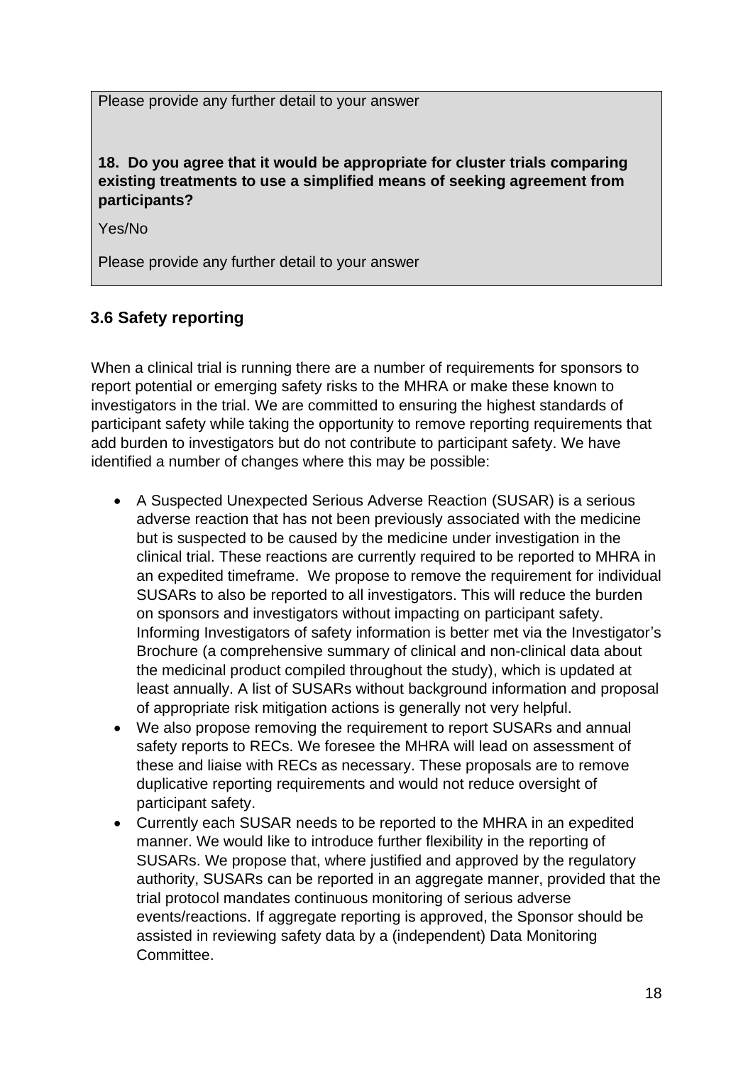Please provide any further detail to your answer

**18. Do you agree that it would be appropriate for cluster trials comparing existing treatments to use a simplified means of seeking agreement from participants?**

Yes/No

Please provide any further detail to your answer

### 3.6 Safety reporting

When a clinical trial is running there are a number of requirements for sponsors to report potential or emerging safety risks to the MHRA or make these known to investigators in the trial. We are committed to ensuring the highest standards of participant safety while taking the opportunity to remove reporting requirements that add burden to investigators but do not contribute to participant safety. We have identified a number of changes where this may be possible:

- A Suspected Unexpected Serious Adverse Reaction (SUSAR) is a serious adverse reaction that has not been previously associated with the medicine but is suspected to be caused by the medicine under investigation in the clinical trial. These reactions are currently required to be reported to MHRA in an expedited timeframe. We propose to remove the requirement for individual SUSARs to also be reported to all investigators. This will reduce the burden on sponsors and investigators without impacting on participant safety. Informing Investigators of safety information is better met via the Investigator's Brochure (a comprehensive summary of clinical and non-clinical data about the medicinal product compiled throughout the study), which is updated at least annually. A list of SUSARs without background information and proposal of appropriate risk mitigation actions is generally not very helpful.
- We also propose removing the requirement to report SUSARs and annual safety reports to RECs. We foresee the MHRA will lead on assessment of these and liaise with RECs as necessary. These proposals are to remove duplicative reporting requirements and would not reduce oversight of participant safety.
- Currently each SUSAR needs to be reported to the MHRA in an expedited manner. We would like to introduce further flexibility in the reporting of SUSARs. We propose that, where justified and approved by the regulatory authority, SUSARs can be reported in an aggregate manner, provided that the trial protocol mandates continuous monitoring of serious adverse events/reactions. If aggregate reporting is approved, the Sponsor should be assisted in reviewing safety data by a (independent) Data Monitoring Committee.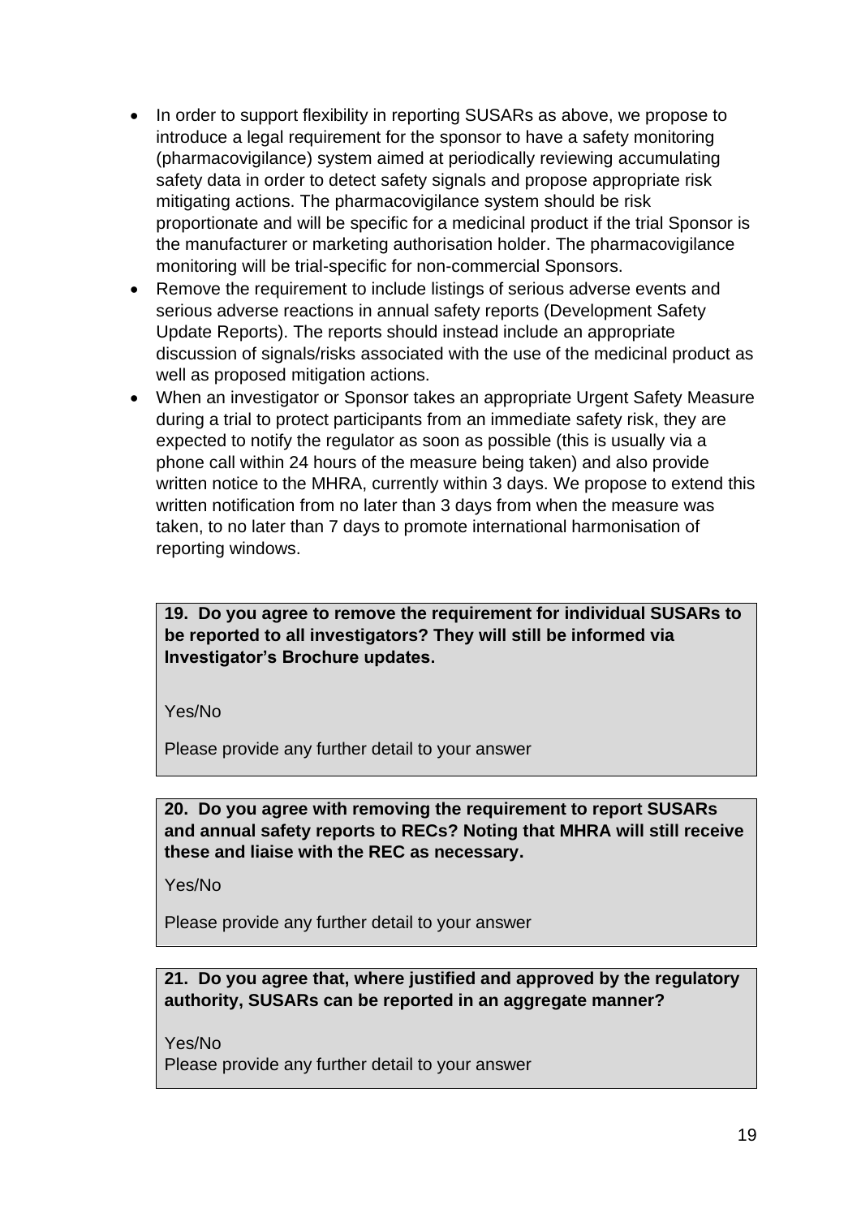- In order to support flexibility in reporting SUSARs as above, we propose to introduce a legal requirement for the sponsor to have a safety monitoring (pharmacovigilance) system aimed at periodically reviewing accumulating safety data in order to detect safety signals and propose appropriate risk mitigating actions. The pharmacovigilance system should be risk proportionate and will be specific for a medicinal product if the trial Sponsor is the manufacturer or marketing authorisation holder. The pharmacovigilance monitoring will be trial-specific for non-commercial Sponsors.
- Remove the requirement to include listings of serious adverse events and serious adverse reactions in annual safety reports (Development Safety Update Reports). The reports should instead include an appropriate discussion of signals/risks associated with the use of the medicinal product as well as proposed mitigation actions.
- When an investigator or Sponsor takes an appropriate Urgent Safety Measure during a trial to protect participants from an immediate safety risk, they are expected to notify the regulator as soon as possible (this is usually via a phone call within 24 hours of the measure being taken) and also provide written notice to the MHRA, currently within 3 days. We propose to extend this written notification from no later than 3 days from when the measure was taken, to no later than 7 days to promote international harmonisation of reporting windows.

**19. Do you agree to remove the requirement for individual SUSARs to be reported to all investigators? They will still be informed via Investigator's Brochure updates.**

Yes/No

Please provide any further detail to your answer

**20. Do you agree with removing the requirement to report SUSARs and annual safety reports to RECs? Noting that MHRA will still receive these and liaise with the REC as necessary.**

Yes/No

Please provide any further detail to your answer

**21. Do you agree that, where justified and approved by the regulatory authority, SUSARs can be reported in an aggregate manner?**

Yes/No

Please provide any further detail to your answer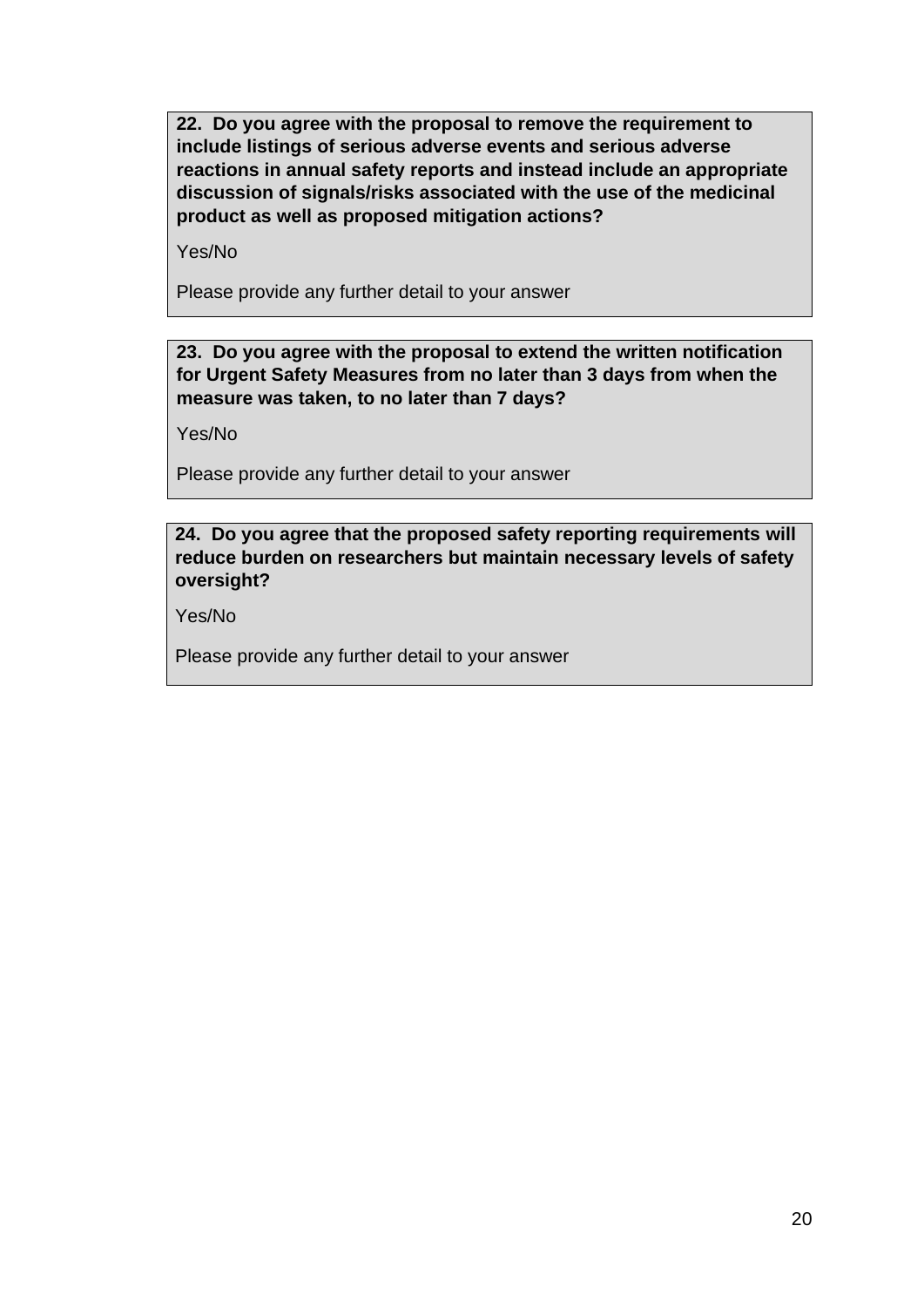**22. Do you agree with the proposal to remove the requirement to include listings of serious adverse events and serious adverse reactions in annual safety reports and instead include an appropriate discussion of signals/risks associated with the use of the medicinal product as well as proposed mitigation actions?**

Yes/No

Please provide any further detail to your answer

**23. Do you agree with the proposal to extend the written notification for Urgent Safety Measures from no later than 3 days from when the measure was taken, to no later than 7 days?**

Yes/No

Please provide any further detail to your answer

**24. Do you agree that the proposed safety reporting requirements will reduce burden on researchers but maintain necessary levels of safety oversight?**

Yes/No

Please provide any further detail to your answer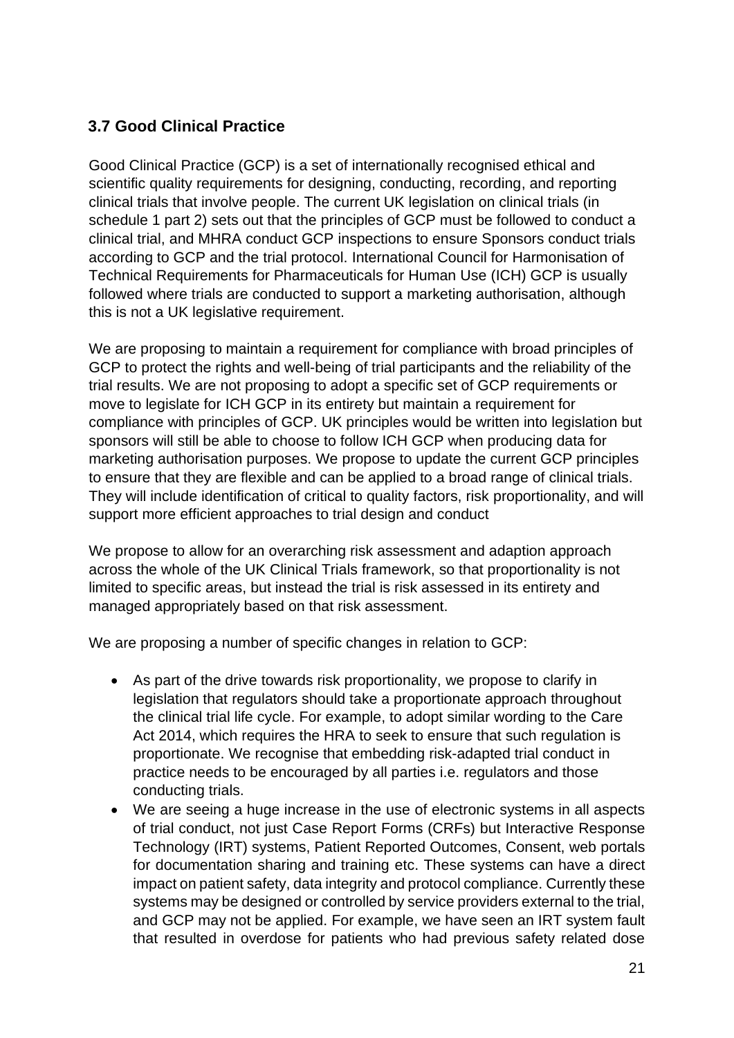### 3.7 Good Clinical Practice

Good Clinical Practice (GCP) is a set of internationally recognised ethical and scientific quality requirements for designing, conducting, recording, and reporting clinical trials that involve people. The current UK legislation on clinical trials (in schedule 1 part 2) sets out that the principles of GCP must be followed to conduct a clinical trial, and MHRA conduct GCP inspections to ensure Sponsors conduct trials according to GCP and the trial protocol. International Council for Harmonisation of Technical Requirements for Pharmaceuticals for Human Use (ICH) GCP is usually followed where trials are conducted to support a marketing authorisation, although this is not a UK legislative requirement.

We are proposing to maintain a requirement for compliance with broad principles of GCP to protect the rights and well-being of trial participants and the reliability of the trial results. We are not proposing to adopt a specific set of GCP requirements or move to legislate for ICH GCP in its entirety but maintain a requirement for compliance with principles of GCP. UK principles would be written into legislation but sponsors will still be able to choose to follow ICH GCP when producing data for marketing authorisation purposes. We propose to update the current GCP principles to ensure that they are flexible and can be applied to a broad range of clinical trials. They will include identification of critical to quality factors, risk proportionality, and will support more efficient approaches to trial design and conduct

We propose to allow for an overarching risk assessment and adaption approach across the whole of the UK Clinical Trials framework, so that proportionality is not limited to specific areas, but instead the trial is risk assessed in its entirety and managed appropriately based on that risk assessment.

We are proposing a number of specific changes in relation to GCP:

- As part of the drive towards risk proportionality, we propose to clarify in legislation that regulators should take a proportionate approach throughout the clinical trial life cycle. For example, to adopt similar wording to the Care Act 2014, which requires the HRA to seek to ensure that such regulation is proportionate. We recognise that embedding risk-adapted trial conduct in practice needs to be encouraged by all parties i.e. regulators and those conducting trials.
- We are seeing a huge increase in the use of electronic systems in all aspects of trial conduct, not just Case Report Forms (CRFs) but Interactive Response Technology (IRT) systems, Patient Reported Outcomes, Consent, web portals for documentation sharing and training etc. These systems can have a direct impact on patient safety, data integrity and protocol compliance. Currently these systems may be designed or controlled by service providers external to the trial, and GCP may not be applied. For example, we have seen an IRT system fault that resulted in overdose for patients who had previous safety related dose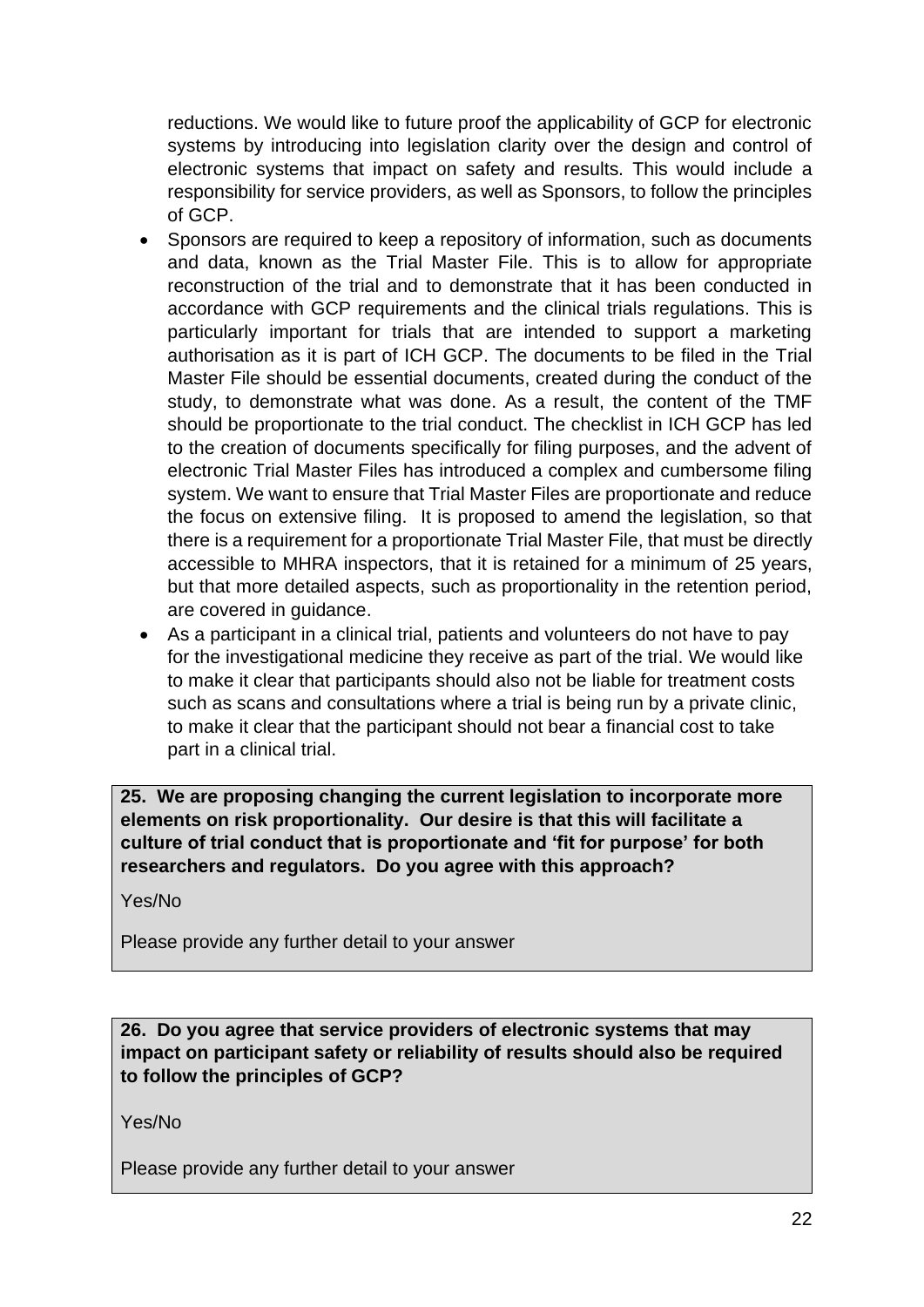reductions. We would like to future proof the applicability of GCP for electronic systems by introducing into legislation clarity over the design and control of electronic systems that impact on safety and results. This would include a responsibility for service providers, as well as Sponsors, to follow the principles of GCP.

- Sponsors are required to keep a repository of information, such as documents and data, known as the Trial Master File. This is to allow for appropriate reconstruction of the trial and to demonstrate that it has been conducted in accordance with GCP requirements and the clinical trials regulations. This is particularly important for trials that are intended to support a marketing authorisation as it is part of ICH GCP. The documents to be filed in the Trial Master File should be essential documents, created during the conduct of the study, to demonstrate what was done. As a result, the content of the TMF should be proportionate to the trial conduct. The checklist in ICH GCP has led to the creation of documents specifically for filing purposes, and the advent of electronic Trial Master Files has introduced a complex and cumbersome filing system. We want to ensure that Trial Master Files are proportionate and reduce the focus on extensive filing. It is proposed to amend the legislation, so that there is a requirement for a proportionate Trial Master File, that must be directly accessible to MHRA inspectors, that it is retained for a minimum of 25 years, but that more detailed aspects, such as proportionality in the retention period, are covered in guidance.
- As a participant in a clinical trial, patients and volunteers do not have to pay for the investigational medicine they receive as part of the trial. We would like to make it clear that participants should also not be liable for treatment costs such as scans and consultations where a trial is being run by a private clinic, to make it clear that the participant should not bear a financial cost to take part in a clinical trial.

**25. We are proposing changing the current legislation to incorporate more elements on risk proportionality. Our desire is that this will facilitate a culture of trial conduct that is proportionate and 'fit for purpose' for both researchers and regulators. Do you agree with this approach?**

Yes/No

Please provide any further detail to your answer

**26. Do you agree that service providers of electronic systems that may impact on participant safety or reliability of results should also be required to follow the principles of GCP?**

Yes/No

Please provide any further detail to your answer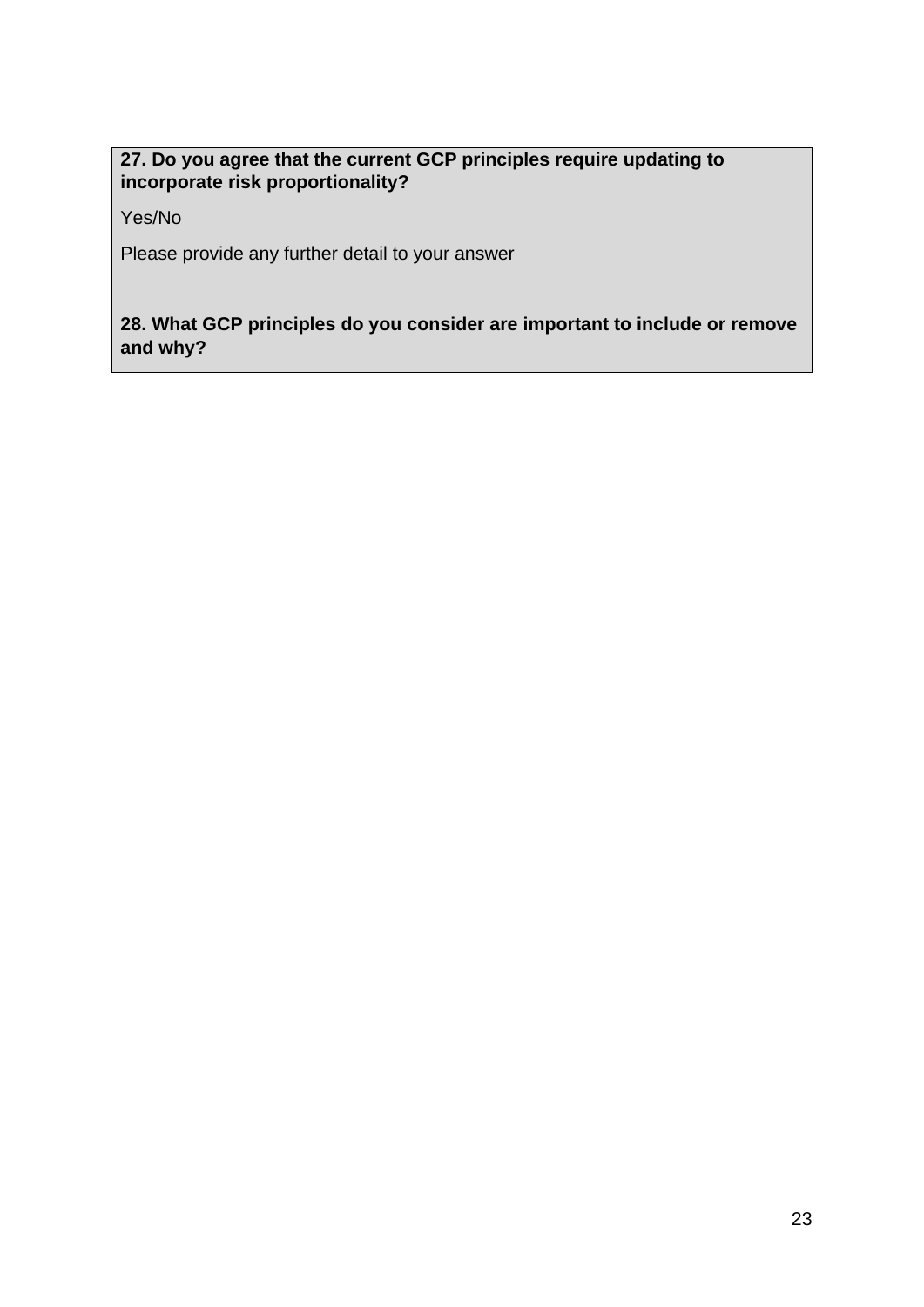**27. Do you agree that the current GCP principles require updating to incorporate risk proportionality?**

Yes/No

Please provide any further detail to your answer

**28. What GCP principles do you consider are important to include or remove and why?**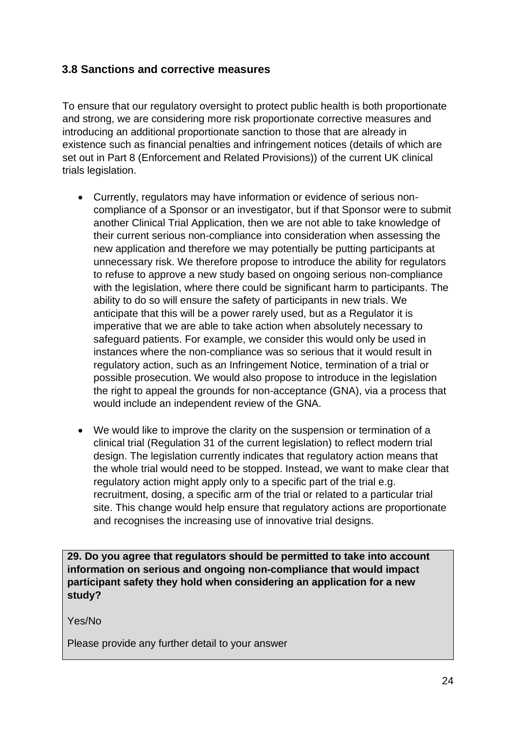### 3.8 Sanctions and corrective measures

To ensure that our regulatory oversight to protect public health is both proportionate and strong, we are considering more risk proportionate corrective measures and introducing an additional proportionate sanction to those that are already in existence such as financial penalties and infringement notices (details of which are set out in Part 8 (Enforcement and Related Provisions)) of the current UK clinical trials legislation.

- Currently, regulators may have information or evidence of serious non-compliance of a Sponsor or an investigator, but if that Sponsor were to submit another Clinical Trial Application, then we are not able to take knowledge of their current serious non-compliance into consideration when assessing the new application and therefore we may potentially be putting participants at unnecessary risk. We therefore propose to introduce the ability for regulators to refuse to approve a new study based on ongoing serious non-compliance with the legislation, where there could be significant harm to participants. The ability to do so will ensure the safety of participants in new trials. We anticipate that this will be a power rarely used, but as a Regulator it is imperative that we are able to take action when absolutely necessary to safeguard patients. For example, we consider this would only be used in instances where the non-compliance was so serious that it would result in regulatory action, such as an Infringement Notice, termination of a trial or possible prosecution. We would also propose to introduce in the legislation the right to appeal the grounds for non-acceptance (GNA), via a process that would include an independent review of the GNA.

- We would like to improve the clarity on the suspension or termination of a clinical trial (Regulation 31 of the current legislation) to reflect modern trial design. The legislation currently indicates that regulatory action means that the whole trial would need to be stopped. Instead, we want to make clear that regulatory action might apply only to a specific part of the trial e.g. recruitment, dosing, a specific arm of the trial or related to a particular trial site. This change would help ensure that regulatory actions are proportionate and recognises the increasing use of innovative trial designs.

**29. Do you agree that regulators should be permitted to take into account information on serious and ongoing non-compliance that would impact participant safety they hold when considering an application for a new study?**

Yes/No

Please provide any further detail to your answer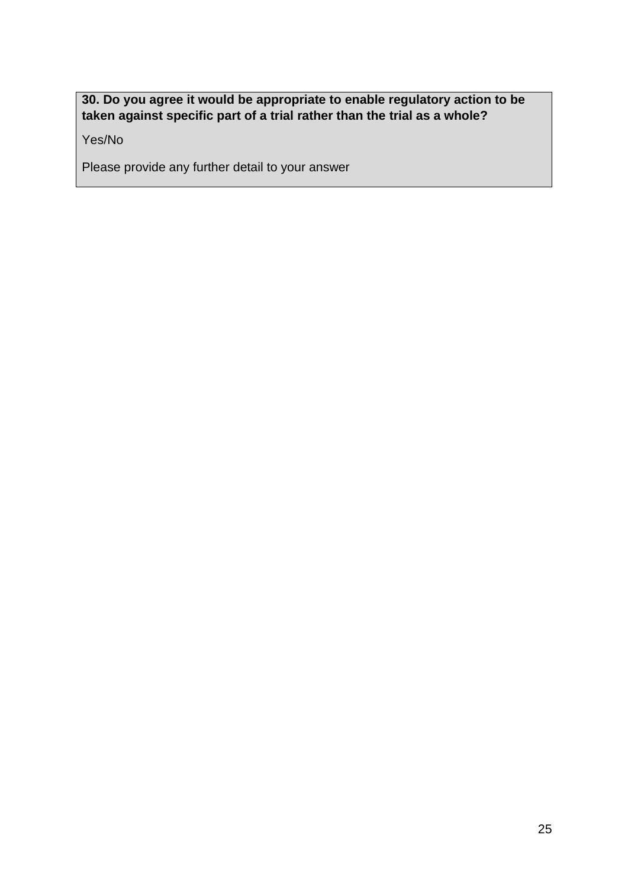**30. Do you agree it would be appropriate to enable regulatory action to be taken against specific part of a trial rather than the trial as a whole?**

Yes/No

Please provide any further detail to your answer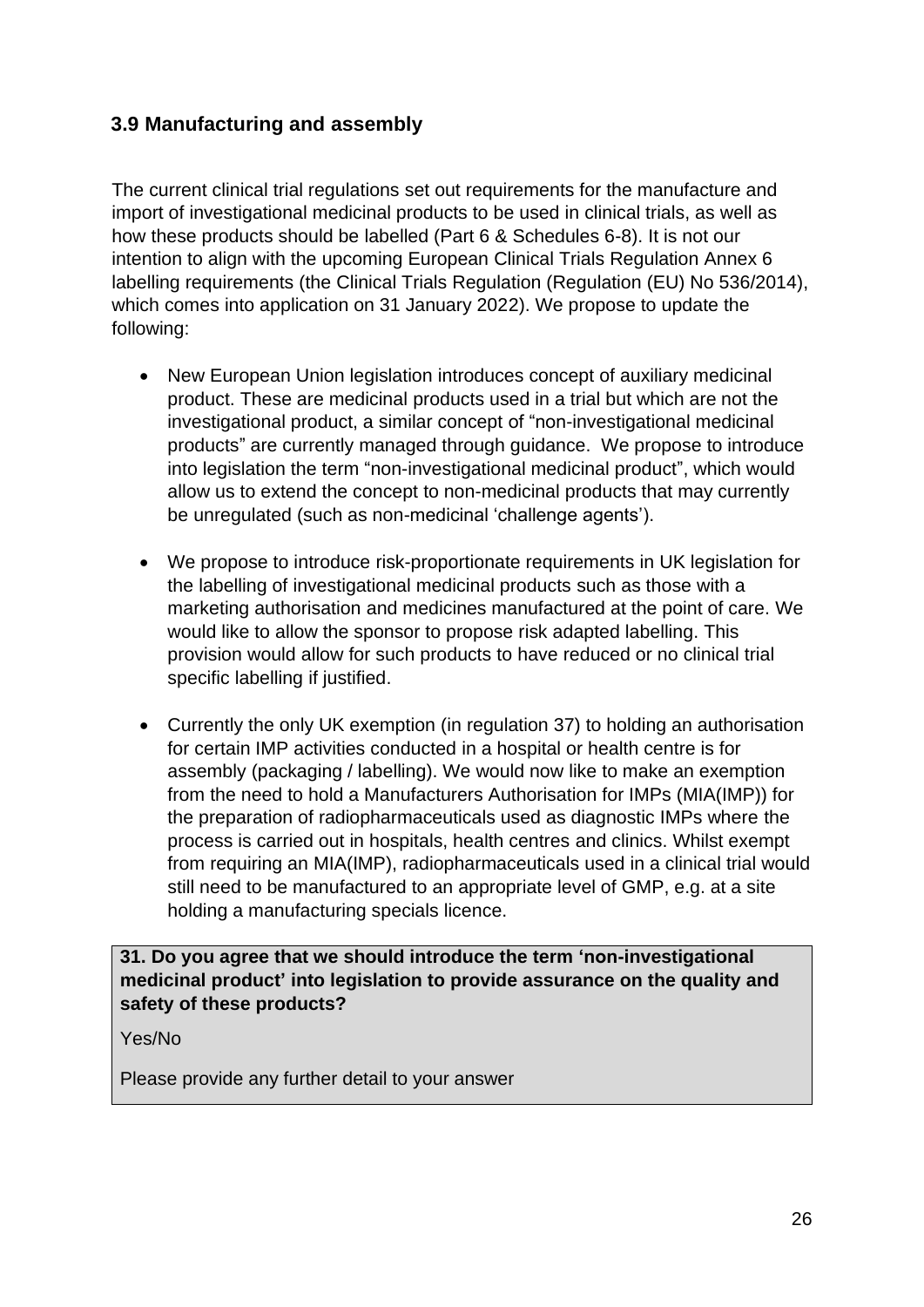### 3.9 Manufacturing and assembly

The current clinical trial regulations set out requirements for the manufacture and import of investigational medicinal products to be used in clinical trials, as well as how these products should be labelled (Part 6 & Schedules 6-8). It is not our intention to align with the upcoming European Clinical Trials Regulation Annex 6 labelling requirements (the Clinical Trials Regulation (Regulation (EU) No 536/2014), which comes into application on 31 January 2022). We propose to update the following:

- New European Union legislation introduces concept of auxiliary medicinal product. These are medicinal products used in a trial but which are not the investigational product, a similar concept of "non-investigational medicinal products" are currently managed through guidance. We propose to introduce into legislation the term "non-investigational medicinal product", which would allow us to extend the concept to non-medicinal products that may currently be unregulated (such as non-medicinal 'challenge agents').

- We propose to introduce risk-proportionate requirements in UK legislation for the labelling of investigational medicinal products such as those with a marketing authorisation and medicines manufactured at the point of care. We would like to allow the sponsor to propose risk adapted labelling. This provision would allow for such products to have reduced or no clinical trial specific labelling if justified.

- Currently the only UK exemption (in regulation 37) to holding an authorisation for certain IMP activities conducted in a hospital or health centre is for assembly (packaging / labelling). We would now like to make an exemption from the need to hold a Manufacturers Authorisation for IMPs (MIA(IMP)) for the preparation of radiopharmaceuticals used as diagnostic IMPs where the process is carried out in hospitals, health centres and clinics. Whilst exempt from requiring an MIA(IMP), radiopharmaceuticals used in a clinical trial would still need to be manufactured to an appropriate level of GMP, e.g. at a site holding a manufacturing specials licence.

**31. Do you agree that we should introduce the term 'non-investigational medicinal product' into legislation to provide assurance on the quality and safety of these products?**

Yes/No

Please provide any further detail to your answer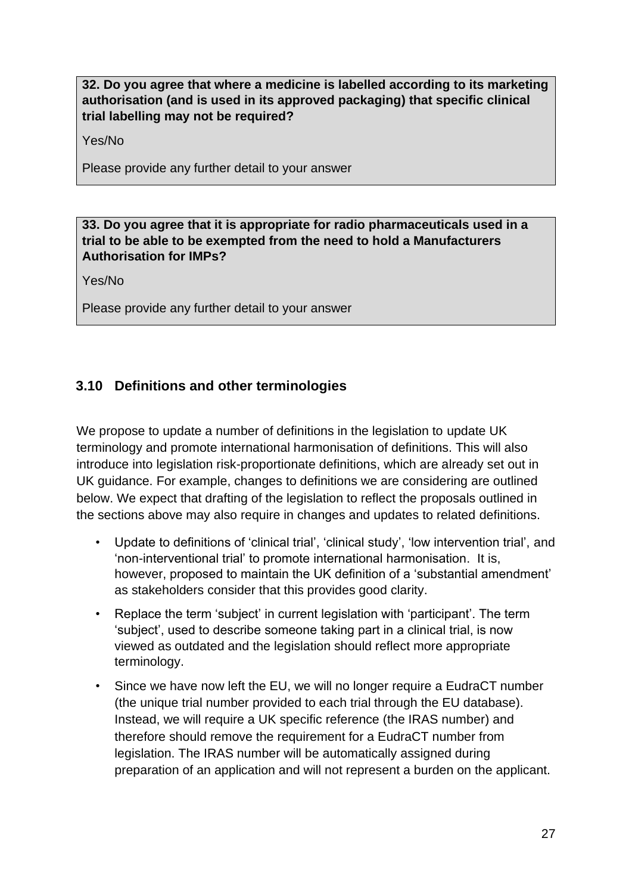**32. Do you agree that where a medicine is labelled according to its marketing authorisation (and is used in its approved packaging) that specific clinical trial labelling may not be required?**

Yes/No

Please provide any further detail to your answer

**33. Do you agree that it is appropriate for radio pharmaceuticals used in a trial to be able to be exempted from the need to hold a Manufacturers Authorisation for IMPs?**

Yes/No

Please provide any further detail to your answer

### 3.10 Definitions and other terminologies

We propose to update a number of definitions in the legislation to update UK terminology and promote international harmonisation of definitions. This will also introduce into legislation risk-proportionate definitions, which are already set out in UK guidance. For example, changes to definitions we are considering are outlined below. We expect that drafting of the legislation to reflect the proposals outlined in the sections above may also require in changes and updates to related definitions.

- Update to definitions of 'clinical trial', 'clinical study', 'low intervention trial', and 'non-interventional trial' to promote international harmonisation. It is, however, proposed to maintain the UK definition of a 'substantial amendment' as stakeholders consider that this provides good clarity.
- Replace the term 'subject' in current legislation with 'participant'. The term 'subject', used to describe someone taking part in a clinical trial, is now viewed as outdated and the legislation should reflect more appropriate terminology.
- Since we have now left the EU, we will no longer require a EudraCT number (the unique trial number provided to each trial through the EU database). Instead, we will require a UK specific reference (the IRAS number) and therefore should remove the requirement for a EudraCT number from legislation. The IRAS number will be automatically assigned during preparation of an application and will not represent a burden on the applicant.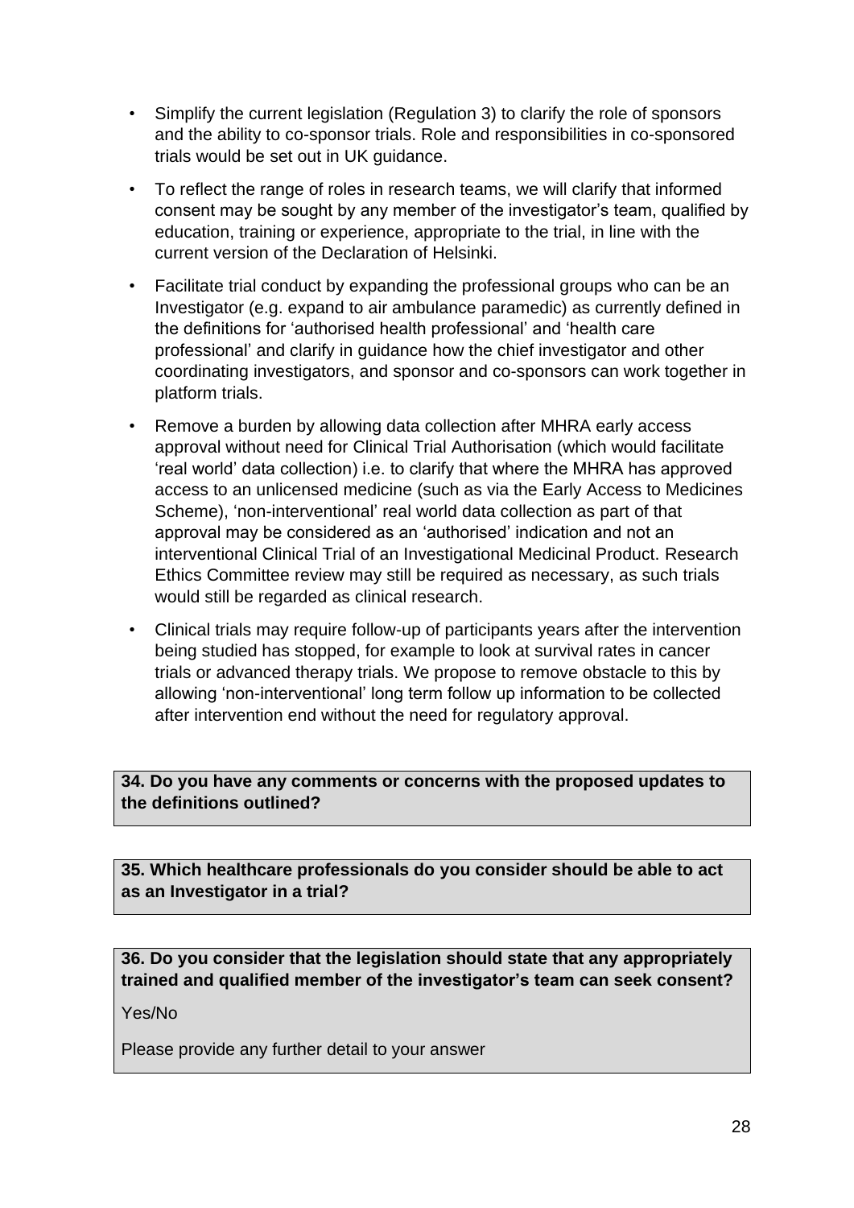- Simplify the current legislation (Regulation 3) to clarify the role of sponsors and the ability to co-sponsor trials. Role and responsibilities in co-sponsored trials would be set out in UK guidance.
- To reflect the range of roles in research teams, we will clarify that informed consent may be sought by any member of the investigator's team, qualified by education, training or experience, appropriate to the trial, in line with the current version of the Declaration of Helsinki.
- Facilitate trial conduct by expanding the professional groups who can be an Investigator (e.g. expand to air ambulance paramedic) as currently defined in the definitions for 'authorised health professional' and 'health care professional' and clarify in guidance how the chief investigator and other coordinating investigators, and sponsor and co-sponsors can work together in platform trials.
- Remove a burden by allowing data collection after MHRA early access approval without need for Clinical Trial Authorisation (which would facilitate 'real world' data collection) i.e. to clarify that where the MHRA has approved access to an unlicensed medicine (such as via the Early Access to Medicines Scheme), 'non-interventional' real world data collection as part of that approval may be considered as an 'authorised' indication and not an interventional Clinical Trial of an Investigational Medicinal Product. Research Ethics Committee review may still be required as necessary, as such trials would still be regarded as clinical research.
- Clinical trials may require follow-up of participants years after the intervention being studied has stopped, for example to look at survival rates in cancer trials or advanced therapy trials. We propose to remove obstacle to this by allowing 'non-interventional' long term follow up information to be collected after intervention end without the need for regulatory approval.

**34. Do you have any comments or concerns with the proposed updates to the definitions outlined?**

**35. Which healthcare professionals do you consider should be able to act as an Investigator in a trial?**

**36. Do you consider that the legislation should state that any appropriately trained and qualified member of the investigator's team can seek consent?**

Yes/No

Please provide any further detail to your answer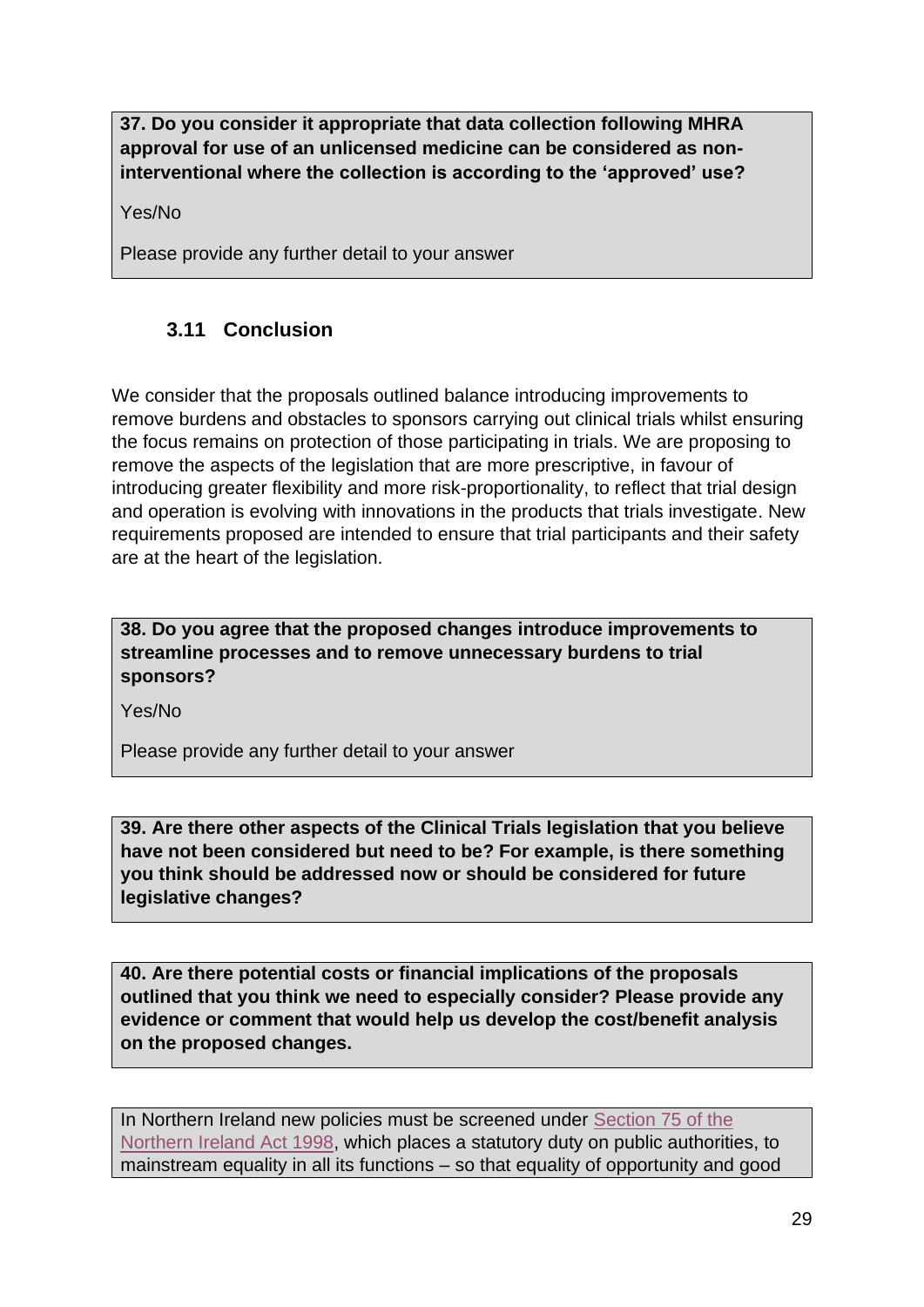**37. Do you consider it appropriate that data collection following MHRA approval for use of an unlicensed medicine can be considered as non-interventional where the collection is according to the 'approved' use?**

Yes/No

Please provide any further detail to your answer

### 3.11 Conclusion

We consider that the proposals outlined balance introducing improvements to remove burdens and obstacles to sponsors carrying out clinical trials whilst ensuring the focus remains on protection of those participating in trials. We are proposing to remove the aspects of the legislation that are more prescriptive, in favour of introducing greater flexibility and more risk-proportionality, to reflect that trial design and operation is evolving with innovations in the products that trials investigate. New requirements proposed are intended to ensure that trial participants and their safety are at the heart of the legislation.

**38. Do you agree that the proposed changes introduce improvements to streamline processes and to remove unnecessary burdens to trial sponsors?**

Yes/No

Please provide any further detail to your answer

**39. Are there other aspects of the Clinical Trials legislation that you believe have not been considered but need to be? For example, is there something you think should be addressed now or should be considered for future legislative changes?**

**40. Are there potential costs or financial implications of the proposals outlined that you think we need to especially consider? Please provide any evidence or comment that would help us develop the cost/benefit analysis on the proposed changes.**

In Northern Ireland new policies must be screened under Section 75 of the Northern Ireland Act 1998, which places a statutory duty on public authorities, to mainstream equality in all its functions – so that equality of opportunity and good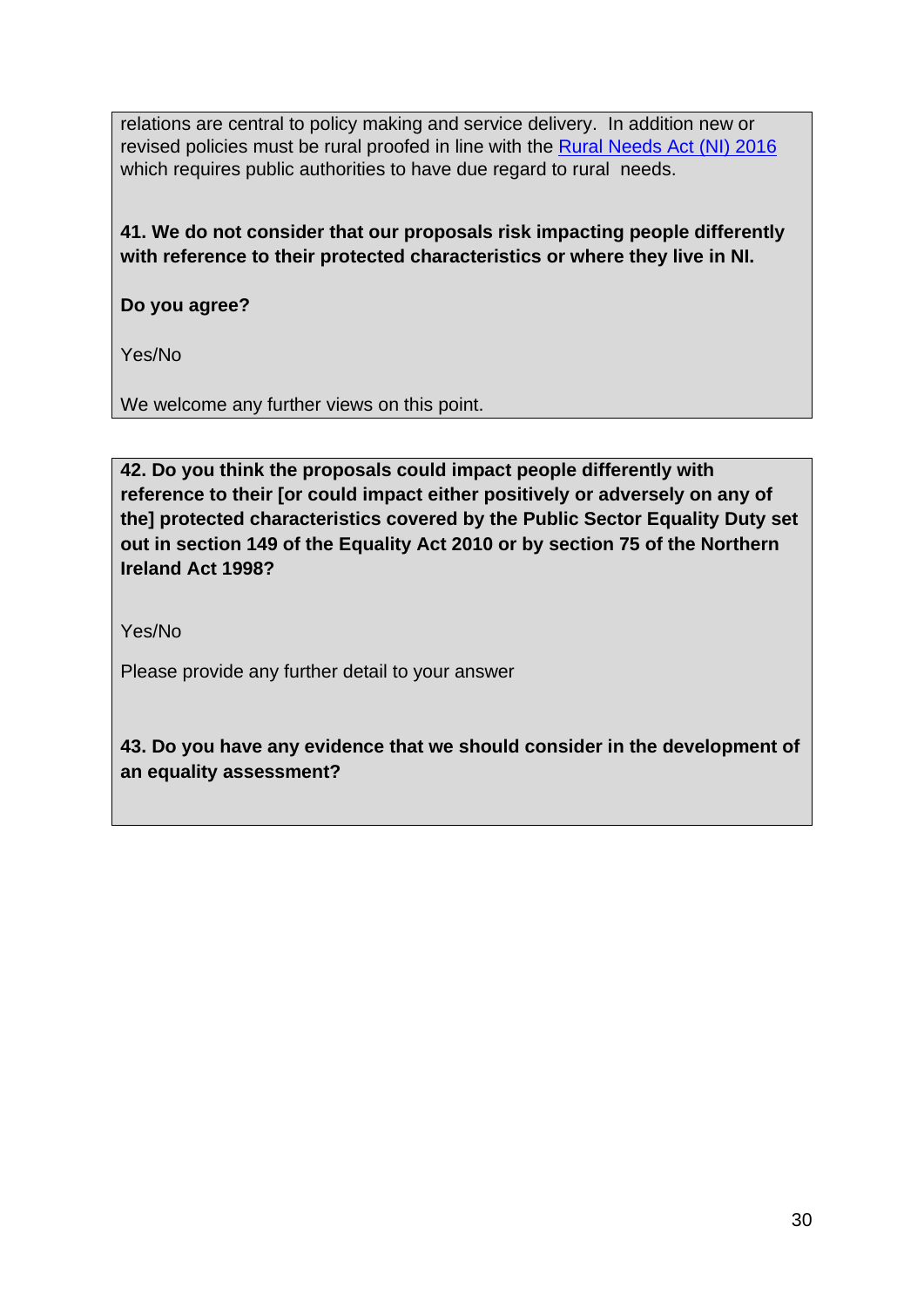relations are central to policy making and service delivery. In addition new or revised policies must be rural proofed in line with the [Rural Needs Act (NI) 2016] which requires public authorities to have due regard to rural needs.

**41. We do not consider that our proposals risk impacting people differently with reference to their protected characteristics or where they live in NI.**

**Do you agree?**

Yes/No

We welcome any further views on this point.

**42. Do you think the proposals could impact people differently with reference to their [or could impact either positively or adversely on any of the] protected characteristics covered by the Public Sector Equality Duty set out in section 149 of the Equality Act 2010 or by section 75 of the Northern Ireland Act 1998?**

Yes/No

Please provide any further detail to your answer

**43. Do you have any evidence that we should consider in the development of an equality assessment?**